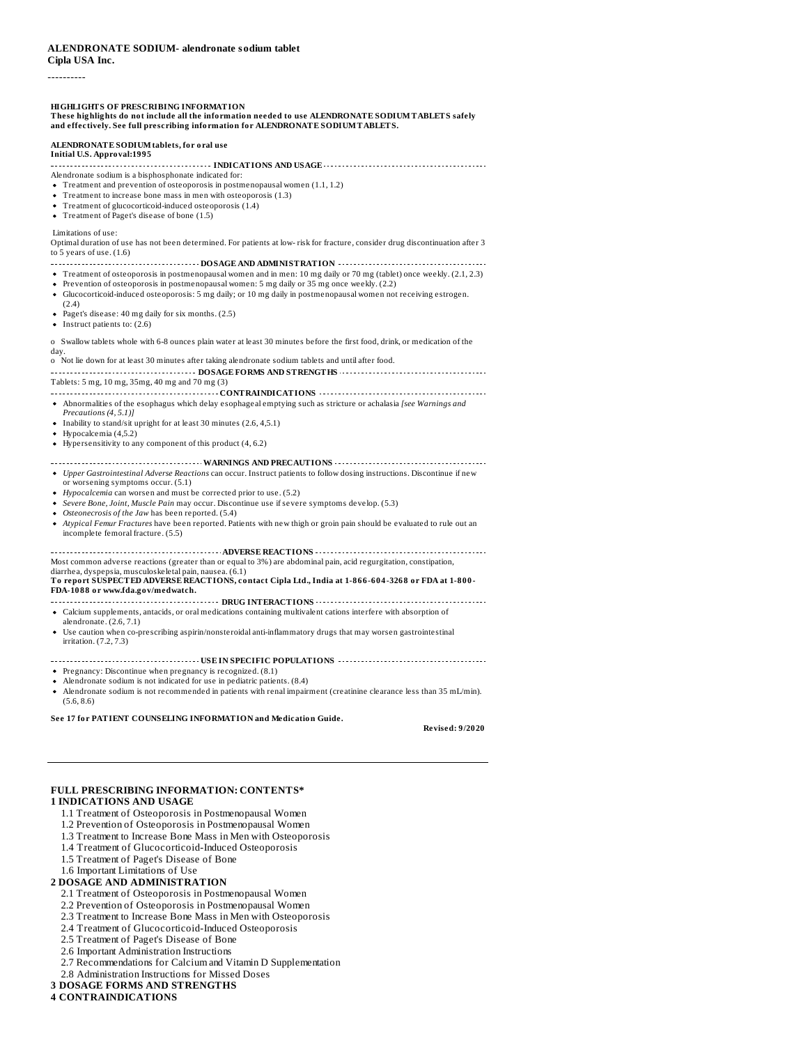**ALENDRONATE SODIUM- alendronate sodium tablet**
**Cipla USA Inc.**

----------

**HIGHLIGHTS OF PRESCRIBING INFORMATION**
**These highlights do not include all the information needed to use ALENDRONATE SODIUM TABLETS safely and effectively. See full prescribing information for ALENDRONATE SODIUM TABLETS.**

**ALENDRONATE SODIUM tablets, for oral use**
**Initial U.S. Approval:1995**

**INDICATIONS AND USAGE**

Alendronate sodium is a bisphosphonate indicated for:

- Treatment and prevention of osteoporosis in postmenopausal women (1.1, 1.2)
- Treatment to increase bone mass in men with osteoporosis (1.3)
- Treatment of glucocorticoid-induced osteoporosis (1.4)
- Treatment of Paget's disease of bone (1.5)

Limitations of use:
Optimal duration of use has not been determined. For patients at low- risk for fracture, consider drug discontinuation after 3 to 5 years of use. (1.6)

**DOSAGE AND ADMINISTRATION**

- Treatment of osteoporosis in postmenopausal women and in men: 10 mg daily or 70 mg (tablet) once weekly. (2.1, 2.3)
- Prevention of osteoporosis in postmenopausal women: 5 mg daily or 35 mg once weekly. (2.2)
- Glucocorticoid-induced osteoporosis: 5 mg daily; or 10 mg daily in postmenopausal women not receiving estrogen. (2.4)
- Paget's disease: 40 mg daily for six months. (2.5)
- Instruct patients to: (2.6)

o Swallow tablets whole with 6-8 ounces plain water at least 30 minutes before the first food, drink, or medication of the day.
o Not lie down for at least 30 minutes after taking alendronate sodium tablets and until after food.

**DOSAGE FORMS AND STRENGTHS**

Tablets: 5 mg, 10 mg, 35mg, 40 mg and 70 mg (3)

**CONTRAINDICATIONS**

- Abnormalities of the esophagus which delay esophageal emptying such as stricture or achalasia *[see Warnings and Precautions (4, 5.1)]*
- Inability to stand/sit upright for at least 30 minutes (2.6, 4,5.1)
- Hypocalcemia (4,5.2)
- Hypersensitivity to any component of this product (4, 6.2)

**WARNINGS AND PRECAUTIONS**

- *Upper Gastrointestinal Adverse Reactions* can occur. Instruct patients to follow dosing instructions. Discontinue if new or worsening symptoms occur. (5.1)
- *Hypocalcemia* can worsen and must be corrected prior to use. (5.2)
- *Severe Bone, Joint, Muscle Pain* may occur. Discontinue use if severe symptoms develop. (5.3)
- *Osteonecrosis of the Jaw* has been reported. (5.4)
- *Atypical Femur Fractures* have been reported. Patients with new thigh or groin pain should be evaluated to rule out an incomplete femoral fracture. (5.5)

**ADVERSE REACTIONS**

Most common adverse reactions (greater than or equal to 3%) are abdominal pain, acid regurgitation, constipation, diarrhea, dyspepsia, musculoskeletal pain, nausea. (6.1)

**To report SUSPECTED ADVERSE REACTIONS, contact Cipla Ltd., India at 1-866-604-3268 or FDA at 1-800-FDA-1088 or www.fda.gov/medwatch.**

**DRUG INTERACTIONS**

- Calcium supplements, antacids, or oral medications containing multivalent cations interfere with absorption of alendronate. (2.6, 7.1)
- Use caution when co-prescribing aspirin/nonsteroidal anti-inflammatory drugs that may worsen gastrointestinal irritation. (7.2, 7.3)

**USE IN SPECIFIC POPULATIONS**

- Pregnancy: Discontinue when pregnancy is recognized. (8.1)
- Alendronate sodium is not indicated for use in pediatric patients. (8.4)
- Alendronate sodium is not recommended in patients with renal impairment (creatinine clearance less than 35 mL/min). (5.6, 8.6)

**See 17 for PATIENT COUNSELING INFORMATION and Medication Guide.**

**Revised: 9/2020**

---

**FULL PRESCRIBING INFORMATION: CONTENTS***

**1 INDICATIONS AND USAGE**
- 1.1 Treatment of Osteoporosis in Postmenopausal Women
- 1.2 Prevention of Osteoporosis in Postmenopausal Women
- 1.3 Treatment to Increase Bone Mass in Men with Osteoporosis
- 1.4 Treatment of Glucocorticoid-Induced Osteoporosis
- 1.5 Treatment of Paget's Disease of Bone
- 1.6 Important Limitations of Use

**2 DOSAGE AND ADMINISTRATION**
- 2.1 Treatment of Osteoporosis in Postmenopausal Women
- 2.2 Prevention of Osteoporosis in Postmenopausal Women
- 2.3 Treatment to Increase Bone Mass in Men with Osteoporosis
- 2.4 Treatment of Glucocorticoid-Induced Osteoporosis
- 2.5 Treatment of Paget's Disease of Bone
- 2.6 Important Administration Instructions
- 2.7 Recommendations for Calcium and Vitamin D Supplementation
- 2.8 Administration Instructions for Missed Doses

**3 DOSAGE FORMS AND STRENGTHS**

**4 CONTRAINDICATIONS**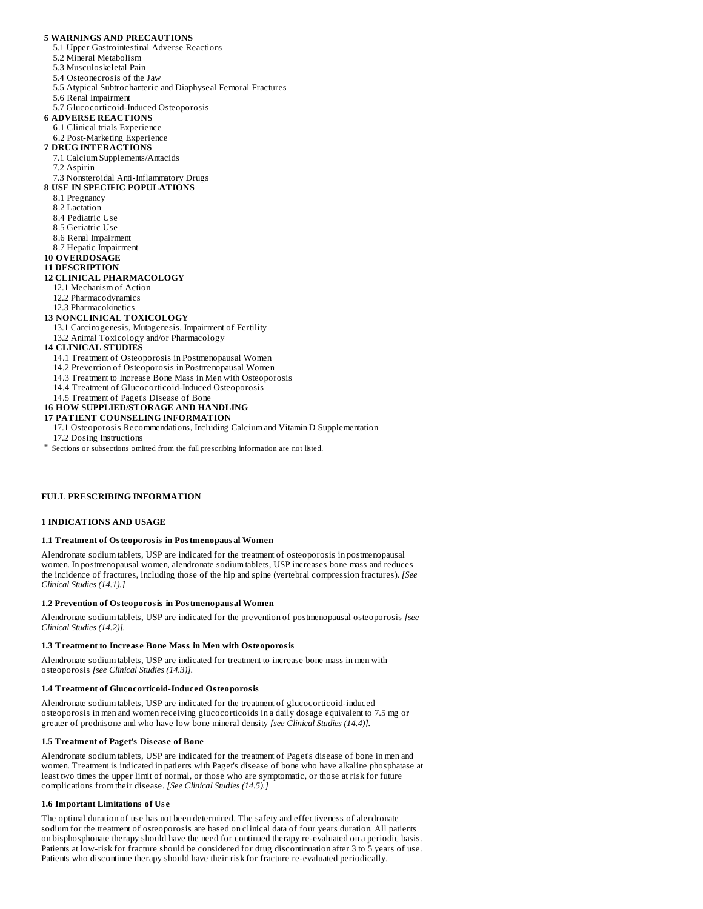**5 WARNINGS AND PRECAUTIONS**

5.1 Upper Gastrointestinal Adverse Reactions
5.2 Mineral Metabolism
5.3 Musculoskeletal Pain
5.4 Osteonecrosis of the Jaw
5.5 Atypical Subtrochanteric and Diaphyseal Femoral Fractures
5.6 Renal Impairment
5.7 Glucocorticoid-Induced Osteoporosis

**6 ADVERSE REACTIONS**

6.1 Clinical trials Experience
6.2 Post-Marketing Experience

**7 DRUG INTERACTIONS**

7.1 Calcium Supplements/Antacids
7.2 Aspirin
7.3 Nonsteroidal Anti-Inflammatory Drugs

**8 USE IN SPECIFIC POPULATIONS**

8.1 Pregnancy
8.2 Lactation
8.4 Pediatric Use
8.5 Geriatric Use
8.6 Renal Impairment
8.7 Hepatic Impairment

**10 OVERDOSAGE**

**11 DESCRIPTION**

**12 CLINICAL PHARMACOLOGY**

12.1 Mechanism of Action
12.2 Pharmacodynamics
12.3 Pharmacokinetics

**13 NONCLINICAL TOXICOLOGY**

13.1 Carcinogenesis, Mutagenesis, Impairment of Fertility
13.2 Animal Toxicology and/or Pharmacology

**14 CLINICAL STUDIES**

14.1 Treatment of Osteoporosis in Postmenopausal Women
14.2 Prevention of Osteoporosis in Postmenopausal Women
14.3 Treatment to Increase Bone Mass in Men with Osteoporosis
14.4 Treatment of Glucocorticoid-Induced Osteoporosis
14.5 Treatment of Paget's Disease of Bone

**16 HOW SUPPLIED/STORAGE AND HANDLING**

**17 PATIENT COUNSELING INFORMATION**

17.1 Osteoporosis Recommendations, Including Calcium and Vitamin D Supplementation
17.2 Dosing Instructions

\* Sections or subsections omitted from the full prescribing information are not listed.

---

## FULL PRESCRIBING INFORMATION

### 1 INDICATIONS AND USAGE

#### 1.1 Treatment of Osteoporosis in Postmenopausal Women

Alendronate sodium tablets, USP are indicated for the treatment of osteoporosis in postmenopausal women. In postmenopausal women, alendronate sodium tablets, USP increases bone mass and reduces the incidence of fractures, including those of the hip and spine (vertebral compression fractures). *[See Clinical Studies (14.1).]*

#### 1.2 Prevention of Osteoporosis in Postmenopausal Women

Alendronate sodium tablets, USP are indicated for the prevention of postmenopausal osteoporosis *[see Clinical Studies (14.2)].*

#### 1.3 Treatment to Increase Bone Mass in Men with Osteoporosis

Alendronate sodium tablets, USP are indicated for treatment to increase bone mass in men with osteoporosis *[see Clinical Studies (14.3)].*

#### 1.4 Treatment of Glucocorticoid-Induced Osteoporosis

Alendronate sodium tablets, USP are indicated for the treatment of glucocorticoid-induced osteoporosis in men and women receiving glucocorticoids in a daily dosage equivalent to 7.5 mg or greater of prednisone and who have low bone mineral density *[see Clinical Studies (14.4)].*

#### 1.5 Treatment of Paget's Disease of Bone

Alendronate sodium tablets, USP are indicated for the treatment of Paget's disease of bone in men and women. Treatment is indicated in patients with Paget's disease of bone who have alkaline phosphatase at least two times the upper limit of normal, or those who are symptomatic, or those at risk for future complications from their disease. *[See Clinical Studies (14.5).]*

#### 1.6 Important Limitations of Use

The optimal duration of use has not been determined. The safety and effectiveness of alendronate sodium for the treatment of osteoporosis are based on clinical data of four years duration. All patients on bisphosphonate therapy should have the need for continued therapy re-evaluated on a periodic basis. Patients at low-risk for fracture should be considered for drug discontinuation after 3 to 5 years of use. Patients who discontinue therapy should have their risk for fracture re-evaluated periodically.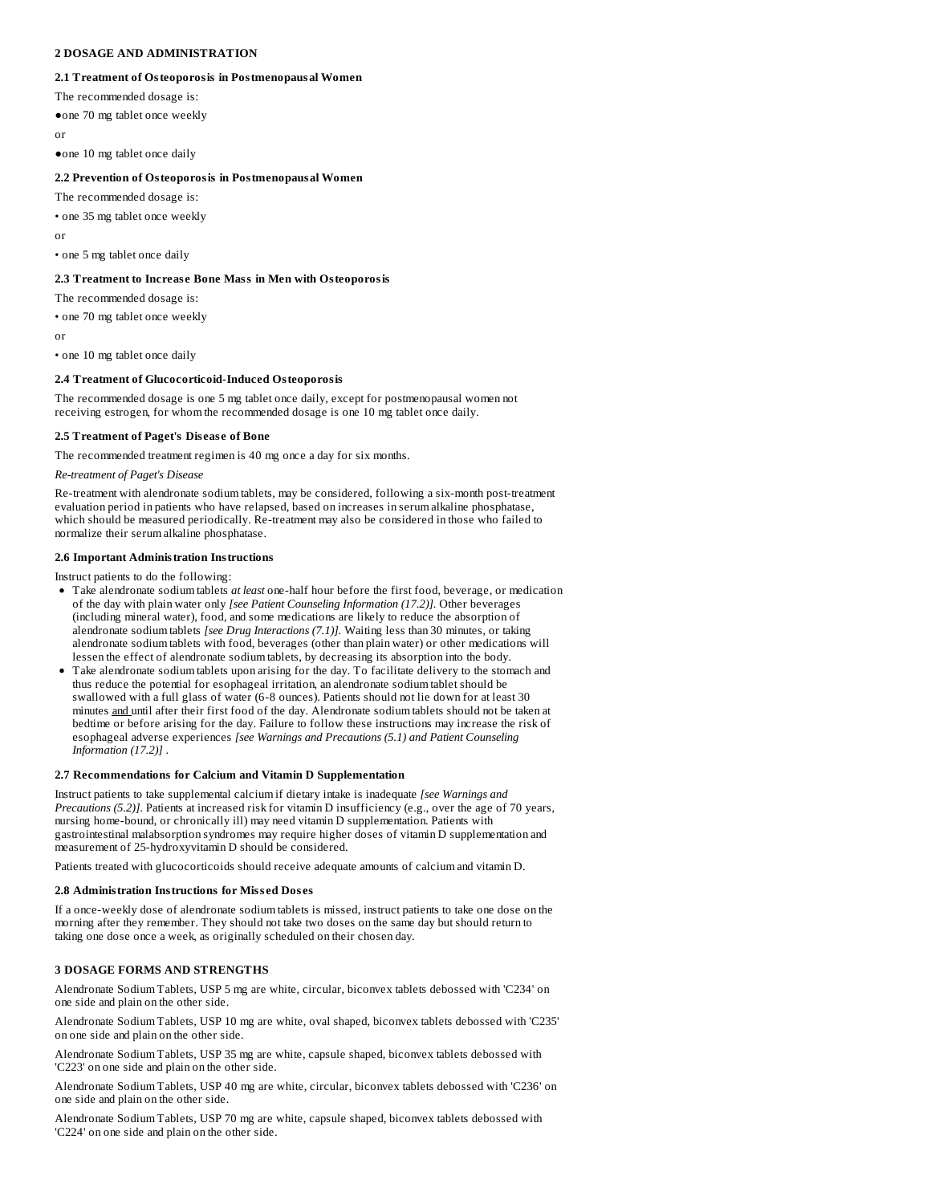## 2 DOSAGE AND ADMINISTRATION

### 2.1 Treatment of Osteoporosis in Postmenopausal Women

The recommended dosage is:

- one 70 mg tablet once weekly

or

- one 10 mg tablet once daily

### 2.2 Prevention of Osteoporosis in Postmenopausal Women

The recommended dosage is:

- one 35 mg tablet once weekly

or

- one 5 mg tablet once daily

### 2.3 Treatment to Increase Bone Mass in Men with Osteoporosis

The recommended dosage is:

- one 70 mg tablet once weekly

or

- one 10 mg tablet once daily

### 2.4 Treatment of Glucocorticoid-Induced Osteoporosis

The recommended dosage is one 5 mg tablet once daily, except for postmenopausal women not receiving estrogen, for whom the recommended dosage is one 10 mg tablet once daily.

### 2.5 Treatment of Paget's Disease of Bone

The recommended treatment regimen is 40 mg once a day for six months.

*Re-treatment of Paget's Disease*

Re-treatment with alendronate sodium tablets, may be considered, following a six-month post-treatment evaluation period in patients who have relapsed, based on increases in serum alkaline phosphatase, which should be measured periodically. Re-treatment may also be considered in those who failed to normalize their serum alkaline phosphatase.

### 2.6 Important Administration Instructions

Instruct patients to do the following:

- Take alendronate sodium tablets *at least* one-half hour before the first food, beverage, or medication of the day with plain water only *[see Patient Counseling Information (17.2)]*. Other beverages (including mineral water), food, and some medications are likely to reduce the absorption of alendronate sodium tablets *[see Drug Interactions (7.1)]*. Waiting less than 30 minutes, or taking alendronate sodium tablets with food, beverages (other than plain water) or other medications will lessen the effect of alendronate sodium tablets, by decreasing its absorption into the body.
- Take alendronate sodium tablets upon arising for the day. To facilitate delivery to the stomach and thus reduce the potential for esophageal irritation, an alendronate sodium tablet should be swallowed with a full glass of water (6-8 ounces). Patients should not lie down for at least 30 minutes <u>and</u> until after their first food of the day. Alendronate sodium tablets should not be taken at bedtime or before arising for the day. Failure to follow these instructions may increase the risk of esophageal adverse experiences *[see Warnings and Precautions (5.1) and Patient Counseling Information (17.2)]* .

### 2.7 Recommendations for Calcium and Vitamin D Supplementation

Instruct patients to take supplemental calcium if dietary intake is inadequate *[see Warnings and Precautions (5.2)]*. Patients at increased risk for vitamin D insufficiency (e.g., over the age of 70 years, nursing home-bound, or chronically ill) may need vitamin D supplementation. Patients with gastrointestinal malabsorption syndromes may require higher doses of vitamin D supplementation and measurement of 25-hydroxyvitamin D should be considered.

Patients treated with glucocorticoids should receive adequate amounts of calcium and vitamin D.

### 2.8 Administration Instructions for Missed Doses

If a once-weekly dose of alendronate sodium tablets is missed, instruct patients to take one dose on the morning after they remember. They should not take two doses on the same day but should return to taking one dose once a week, as originally scheduled on their chosen day.

## 3 DOSAGE FORMS AND STRENGTHS

Alendronate Sodium Tablets, USP 5 mg are white, circular, biconvex tablets debossed with 'C234' on one side and plain on the other side.

Alendronate Sodium Tablets, USP 10 mg are white, oval shaped, biconvex tablets debossed with 'C235' on one side and plain on the other side.

Alendronate Sodium Tablets, USP 35 mg are white, capsule shaped, biconvex tablets debossed with 'C223' on one side and plain on the other side.

Alendronate Sodium Tablets, USP 40 mg are white, circular, biconvex tablets debossed with 'C236' on one side and plain on the other side.

Alendronate Sodium Tablets, USP 70 mg are white, capsule shaped, biconvex tablets debossed with 'C224' on one side and plain on the other side.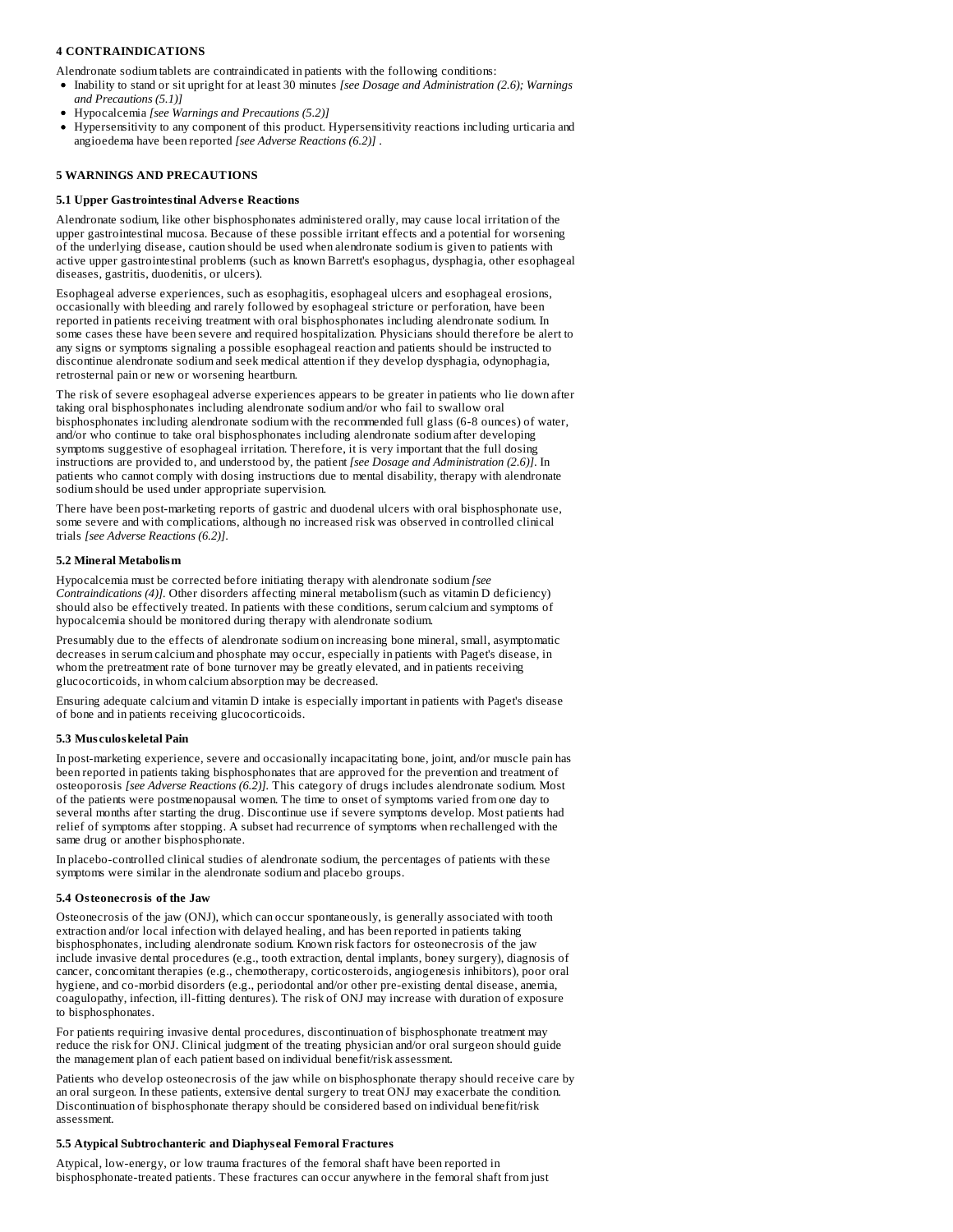## 4 CONTRAINDICATIONS

Alendronate sodium tablets are contraindicated in patients with the following conditions:

- Inability to stand or sit upright for at least 30 minutes *[see Dosage and Administration (2.6); Warnings and Precautions (5.1)]*
- Hypocalcemia *[see Warnings and Precautions (5.2)]*
- Hypersensitivity to any component of this product. Hypersensitivity reactions including urticaria and angioedema have been reported *[see Adverse Reactions (6.2)]* .

## 5 WARNINGS AND PRECAUTIONS

### 5.1 Upper Gastrointestinal Adverse Reactions

Alendronate sodium, like other bisphosphonates administered orally, may cause local irritation of the upper gastrointestinal mucosa. Because of these possible irritant effects and a potential for worsening of the underlying disease, caution should be used when alendronate sodium is given to patients with active upper gastrointestinal problems (such as known Barrett's esophagus, dysphagia, other esophageal diseases, gastritis, duodenitis, or ulcers).

Esophageal adverse experiences, such as esophagitis, esophageal ulcers and esophageal erosions, occasionally with bleeding and rarely followed by esophageal stricture or perforation, have been reported in patients receiving treatment with oral bisphosphonates including alendronate sodium. In some cases these have been severe and required hospitalization. Physicians should therefore be alert to any signs or symptoms signaling a possible esophageal reaction and patients should be instructed to discontinue alendronate sodium and seek medical attention if they develop dysphagia, odynophagia, retrosternal pain or new or worsening heartburn.

The risk of severe esophageal adverse experiences appears to be greater in patients who lie down after taking oral bisphosphonates including alendronate sodium and/or who fail to swallow oral bisphosphonates including alendronate sodium with the recommended full glass (6-8 ounces) of water, and/or who continue to take oral bisphosphonates including alendronate sodium after developing symptoms suggestive of esophageal irritation. Therefore, it is very important that the full dosing instructions are provided to, and understood by, the patient *[see Dosage and Administration (2.6)]*. In patients who cannot comply with dosing instructions due to mental disability, therapy with alendronate sodium should be used under appropriate supervision.

There have been post-marketing reports of gastric and duodenal ulcers with oral bisphosphonate use, some severe and with complications, although no increased risk was observed in controlled clinical trials *[see Adverse Reactions (6.2)]*.

### 5.2 Mineral Metabolism

Hypocalcemia must be corrected before initiating therapy with alendronate sodium *[see Contraindications (4)]*. Other disorders affecting mineral metabolism (such as vitamin D deficiency) should also be effectively treated. In patients with these conditions, serum calcium and symptoms of hypocalcemia should be monitored during therapy with alendronate sodium.

Presumably due to the effects of alendronate sodium on increasing bone mineral, small, asymptomatic decreases in serum calcium and phosphate may occur, especially in patients with Paget's disease, in whom the pretreatment rate of bone turnover may be greatly elevated, and in patients receiving glucocorticoids, in whom calcium absorption may be decreased.

Ensuring adequate calcium and vitamin D intake is especially important in patients with Paget's disease of bone and in patients receiving glucocorticoids.

### 5.3 Musculoskeletal Pain

In post-marketing experience, severe and occasionally incapacitating bone, joint, and/or muscle pain has been reported in patients taking bisphosphonates that are approved for the prevention and treatment of osteoporosis *[see Adverse Reactions (6.2)]*. This category of drugs includes alendronate sodium. Most of the patients were postmenopausal women. The time to onset of symptoms varied from one day to several months after starting the drug. Discontinue use if severe symptoms develop. Most patients had relief of symptoms after stopping. A subset had recurrence of symptoms when rechallenged with the same drug or another bisphosphonate.

In placebo-controlled clinical studies of alendronate sodium, the percentages of patients with these symptoms were similar in the alendronate sodium and placebo groups.

### 5.4 Osteonecrosis of the Jaw

Osteonecrosis of the jaw (ONJ), which can occur spontaneously, is generally associated with tooth extraction and/or local infection with delayed healing, and has been reported in patients taking bisphosphonates, including alendronate sodium. Known risk factors for osteonecrosis of the jaw include invasive dental procedures (e.g., tooth extraction, dental implants, boney surgery), diagnosis of cancer, concomitant therapies (e.g., chemotherapy, corticosteroids, angiogenesis inhibitors), poor oral hygiene, and co-morbid disorders (e.g., periodontal and/or other pre-existing dental disease, anemia, coagulopathy, infection, ill-fitting dentures). The risk of ONJ may increase with duration of exposure to bisphosphonates.

For patients requiring invasive dental procedures, discontinuation of bisphosphonate treatment may reduce the risk for ONJ. Clinical judgment of the treating physician and/or oral surgeon should guide the management plan of each patient based on individual benefit/risk assessment.

Patients who develop osteonecrosis of the jaw while on bisphosphonate therapy should receive care by an oral surgeon. In these patients, extensive dental surgery to treat ONJ may exacerbate the condition. Discontinuation of bisphosphonate therapy should be considered based on individual benefit/risk assessment.

### 5.5 Atypical Subtrochanteric and Diaphyseal Femoral Fractures

Atypical, low-energy, or low trauma fractures of the femoral shaft have been reported in bisphosphonate-treated patients. These fractures can occur anywhere in the femoral shaft from just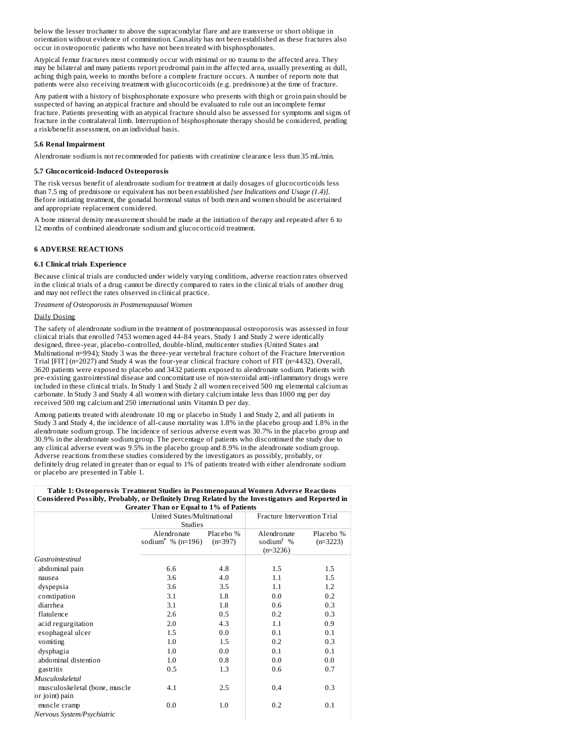below the lesser trochanter to above the supracondylar flare and are transverse or short oblique in orientation without evidence of comminution. Causality has not been established as these fractures also occur in osteoporotic patients who have not been treated with bisphosphonates.

Atypical femur fractures most commonly occur with minimal or no trauma to the affected area. They may be bilateral and many patients report prodromal pain in the affected area, usually presenting as dull, aching thigh pain, weeks to months before a complete fracture occurs. A number of reports note that patients were also receiving treatment with glucocorticoids (e.g. prednisone) at the time of fracture.

Any patient with a history of bisphosphonate exposure who presents with thigh or groin pain should be suspected of having an atypical fracture and should be evaluated to rule out an incomplete femur fracture. Patients presenting with an atypical fracture should also be assessed for symptoms and signs of fracture in the contralateral limb. Interruption of bisphosphonate therapy should be considered, pending a risk/benefit assessment, on an individual basis.

#### 5.6 Renal Impairment

Alendronate sodium is not recommended for patients with creatinine clearance less than 35 mL/min.

#### 5.7 Glucocorticoid-Induced Osteoporosis

The risk versus benefit of alendronate sodium for treatment at daily dosages of glucocorticoids less than 7.5 mg of prednisone or equivalent has not been established *[see Indications and Usage (1.4)]*. Before initiating treatment, the gonadal hormonal status of both men and women should be ascertained and appropriate replacement considered.

A bone mineral density measurement should be made at the initiation of therapy and repeated after 6 to 12 months of combined alendronate sodium and glucocorticoid treatment.

## 6 ADVERSE REACTIONS

### 6.1 Clinical trials Experience

Because clinical trials are conducted under widely varying conditions, adverse reaction rates observed in the clinical trials of a drug cannot be directly compared to rates in the clinical trials of another drug and may not reflect the rates observed in clinical practice.

*Treatment of Osteoporosis in Postmenopausal Women*

Daily Dosing

The safety of alendronate sodium in the treatment of postmenopausal osteoporosis was assessed in four clinical trials that enrolled 7453 women aged 44-84 years. Study 1 and Study 2 were identically designed, three-year, placebo-controlled, double-blind, multicenter studies (United States and Multinational n=994); Study 3 was the three-year vertebral fracture cohort of the Fracture Intervention Trial [FIT] (n=2027) and Study 4 was the four-year clinical fracture cohort of FIT (n=4432). Overall, 3620 patients were exposed to placebo and 3432 patients exposed to alendronate sodium. Patients with pre-existing gastrointestinal disease and concomitant use of non-steroidal anti-inflammatory drugs were included in these clinical trials. In Study 1 and Study 2 all women received 500 mg elemental calcium as carbonate. In Study 3 and Study 4 all women with dietary calcium intake less than 1000 mg per day received 500 mg calcium and 250 international units Vitamin D per day.

Among patients treated with alendronate 10 mg or placebo in Study 1 and Study 2, and all patients in Study 3 and Study 4, the incidence of all-cause mortality was 1.8% in the placebo group and 1.8% in the alendronate sodium group. The incidence of serious adverse event was 30.7% in the placebo group and 30.9% in the alendronate sodium group. The percentage of patients who discontinued the study due to any clinical adverse event was 9.5% in the placebo group and 8.9% in the alendronate sodium group. Adverse reactions from these studies considered by the investigators as possibly, probably, or definitely drug related in greater than or equal to 1% of patients treated with either alendronate sodium or placebo are presented in Table 1.

**Table 1: Osteoporosis Treatment Studies in Postmenopausal Women Adverse Reactions Considered Possibly, Probably, or Definitely Drug Related by the Investigators and Reported in Greater Than or Equal to 1% of Patients**

| | United States/Multinational Studies | | Fracture Intervention Trial | |
|---|---|---|---|---|
| | Alendronate sodium* % (n=196) | Placebo % (n=397) | Alendronate sodium† % (n=3236) | Placebo % (n=3223) |
| *Gastrointestinal* | | | | |
| abdominal pain | 6.6 | 4.8 | 1.5 | 1.5 |
| nausea | 3.6 | 4.0 | 1.1 | 1.5 |
| dyspepsia | 3.6 | 3.5 | 1.1 | 1.2 |
| constipation | 3.1 | 1.8 | 0.0 | 0.2 |
| diarrhea | 3.1 | 1.8 | 0.6 | 0.3 |
| flatulence | 2.6 | 0.5 | 0.2 | 0.3 |
| acid regurgitation | 2.0 | 4.3 | 1.1 | 0.9 |
| esophageal ulcer | 1.5 | 0.0 | 0.1 | 0.1 |
| vomiting | 1.0 | 1.5 | 0.2 | 0.3 |
| dysphagia | 1.0 | 0.0 | 0.1 | 0.1 |
| abdominal distention | 1.0 | 0.8 | 0.0 | 0.0 |
| gastritis | 0.5 | 1.3 | 0.6 | 0.7 |
| *Musculoskeletal* | | | | |
| musculoskeletal (bone, muscle or joint) pain | 4.1 | 2.5 | 0.4 | 0.3 |
| muscle cramp | 0.0 | 1.0 | 0.2 | 0.1 |
| *Nervous System/Psychiatric* | | | | |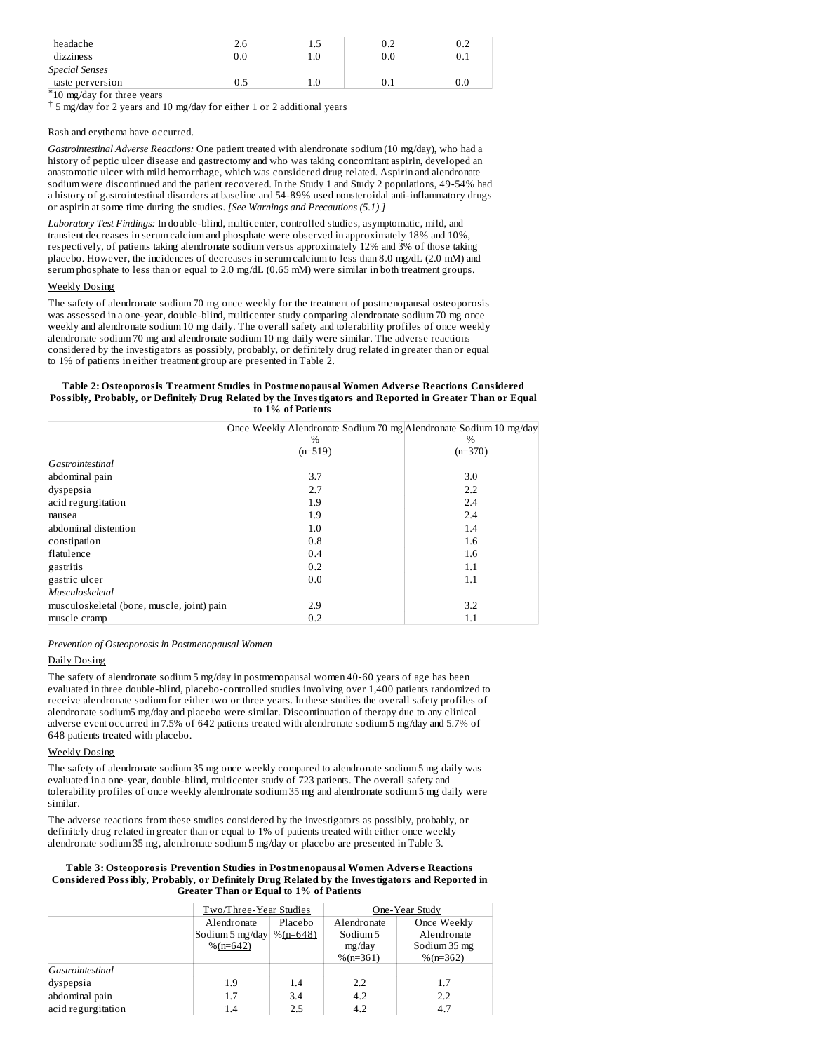| | | | | |
|---|---|---|---|---|
| headache | 2.6 | 1.5 | 0.2 | 0.2 |
| dizziness | 0.0 | 1.0 | 0.0 | 0.1 |
| *Special Senses* | | | | |
| taste perversion | 0.5 | 1.0 | 0.1 | 0.0 |

*10 mg/day for three years

† 5 mg/day for 2 years and 10 mg/day for either 1 or 2 additional years

Rash and erythema have occurred.

*Gastrointestinal Adverse Reactions:* One patient treated with alendronate sodium (10 mg/day), who had a history of peptic ulcer disease and gastrectomy and who was taking concomitant aspirin, developed an anastomotic ulcer with mild hemorrhage, which was considered drug related. Aspirin and alendronate sodium were discontinued and the patient recovered. In the Study 1 and Study 2 populations, 49-54% had a history of gastrointestinal disorders at baseline and 54-89% used nonsteroidal anti-inflammatory drugs or aspirin at some time during the studies. *[See Warnings and Precautions (5.1).]*

*Laboratory Test Findings:* In double-blind, multicenter, controlled studies, asymptomatic, mild, and transient decreases in serum calcium and phosphate were observed in approximately 18% and 10%, respectively, of patients taking alendronate sodium versus approximately 12% and 3% of those taking placebo. However, the incidences of decreases in serum calcium to less than 8.0 mg/dL (2.0 mM) and serum phosphate to less than or equal to 2.0 mg/dL (0.65 mM) were similar in both treatment groups.

Weekly Dosing

The safety of alendronate sodium 70 mg once weekly for the treatment of postmenopausal osteoporosis was assessed in a one-year, double-blind, multicenter study comparing alendronate sodium 70 mg once weekly and alendronate sodium 10 mg daily. The overall safety and tolerability profiles of once weekly alendronate sodium 70 mg and alendronate sodium 10 mg daily were similar. The adverse reactions considered by the investigators as possibly, probably, or definitely drug related in greater than or equal to 1% of patients in either treatment group are presented in Table 2.

**Table 2: Osteoporosis Treatment Studies in Postmenopausal Women Adverse Reactions Considered Possibly, Probably, or Definitely Drug Related by the Investigators and Reported in Greater Than or Equal to 1% of Patients**

| | Once Weekly Alendronate Sodium 70 mg %<br>(n=519) | Alendronate Sodium 10 mg/day %<br>(n=370) |
|---|---|---|
| *Gastrointestinal* | | |
| abdominal pain | 3.7 | 3.0 |
| dyspepsia | 2.7 | 2.2 |
| acid regurgitation | 1.9 | 2.4 |
| nausea | 1.9 | 2.4 |
| abdominal distention | 1.0 | 1.4 |
| constipation | 0.8 | 1.6 |
| flatulence | 0.4 | 1.6 |
| gastritis | 0.2 | 1.1 |
| gastric ulcer | 0.0 | 1.1 |
| *Musculoskeletal* | | |
| musculoskeletal (bone, muscle, joint) pain | 2.9 | 3.2 |
| muscle cramp | 0.2 | 1.1 |

*Prevention of Osteoporosis in Postmenopausal Women*

Daily Dosing

The safety of alendronate sodium 5 mg/day in postmenopausal women 40-60 years of age has been evaluated in three double-blind, placebo-controlled studies involving over 1,400 patients randomized to receive alendronate sodium for either two or three years. In these studies the overall safety profiles of alendronate sodium5 mg/day and placebo were similar. Discontinuation of therapy due to any clinical adverse event occurred in 7.5% of 642 patients treated with alendronate sodium 5 mg/day and 5.7% of 648 patients treated with placebo.

Weekly Dosing

The safety of alendronate sodium 35 mg once weekly compared to alendronate sodium 5 mg daily was evaluated in a one-year, double-blind, multicenter study of 723 patients. The overall safety and tolerability profiles of once weekly alendronate sodium 35 mg and alendronate sodium 5 mg daily were similar.

The adverse reactions from these studies considered by the investigators as possibly, probably, or definitely drug related in greater than or equal to 1% of patients treated with either once weekly alendronate sodium 35 mg, alendronate sodium 5 mg/day or placebo are presented in Table 3.

**Table 3: Osteoporosis Prevention Studies in Postmenopausal Women Adverse Reactions Considered Possibly, Probably, or Definitely Drug Related by the Investigators and Reported in Greater Than or Equal to 1% of Patients**

| | Two/Three-Year Studies | | One-Year Study | |
|---|---|---|---|---|
| | Alendronate Sodium 5 mg/day %(n=642) | Placebo %(n=648) | Alendronate Sodium 5 mg/day %(n=361) | Once Weekly Alendronate Sodium 35 mg %(n=362) |
| *Gastrointestinal* | | | | |
| dyspepsia | 1.9 | 1.4 | 2.2 | 1.7 |
| abdominal pain | 1.7 | 3.4 | 4.2 | 2.2 |
| acid regurgitation | 1.4 | 2.5 | 4.2 | 4.7 |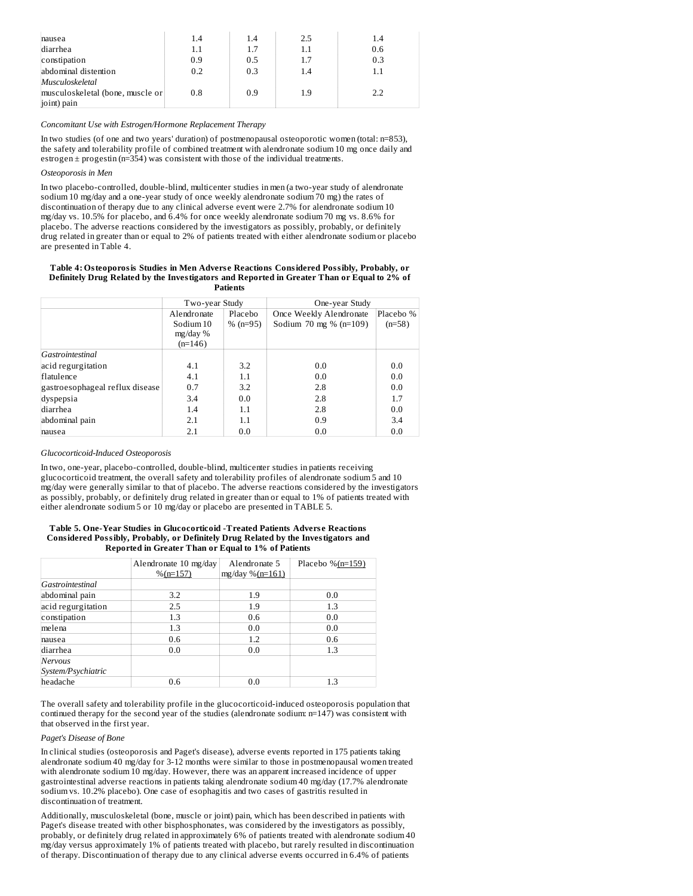| | | | | |
|---|---|---|---|---|
| nausea | 1.4 | 1.4 | 2.5 | 1.4 |
| diarrhea | 1.1 | 1.7 | 1.1 | 0.6 |
| constipation | 0.9 | 0.5 | 1.7 | 0.3 |
| abdominal distention | 0.2 | 0.3 | 1.4 | 1.1 |
| *Musculoskeletal* | | | | |
| musculoskeletal (bone, muscle or joint) pain | 0.8 | 0.9 | 1.9 | 2.2 |

*Concomitant Use with Estrogen/Hormone Replacement Therapy*

In two studies (of one and two years' duration) of postmenopausal osteoporotic women (total: n=853), the safety and tolerability profile of combined treatment with alendronate sodium 10 mg once daily and estrogen ± progestin (n=354) was consistent with those of the individual treatments.

*Osteoporosis in Men*

In two placebo-controlled, double-blind, multicenter studies in men (a two-year study of alendronate sodium 10 mg/day and a one-year study of once weekly alendronate sodium 70 mg) the rates of discontinuation of therapy due to any clinical adverse event were 2.7% for alendronate sodium 10 mg/day vs. 10.5% for placebo, and 6.4% for once weekly alendronate sodium 70 mg vs. 8.6% for placebo. The adverse reactions considered by the investigators as possibly, probably, or definitely drug related in greater than or equal to 2% of patients treated with either alendronate sodium or placebo are presented in Table 4.

**Table 4: Osteoporosis Studies in Men Adverse Reactions Considered Possibly, Probably, or Definitely Drug Related by the Investigators and Reported in Greater Than or Equal to 2% of Patients**

| | Two-year Study | | One-year Study | |
|---|---|---|---|---|
| | Alendronate Sodium 10 mg/day % (n=146) | Placebo % (n=95) | Once Weekly Alendronate Sodium 70 mg % (n=109) | Placebo % (n=58) |
| *Gastrointestinal* | | | | |
| acid regurgitation | 4.1 | 3.2 | 0.0 | 0.0 |
| flatulence | 4.1 | 1.1 | 0.0 | 0.0 |
| gastroesophageal reflux disease | 0.7 | 3.2 | 2.8 | 0.0 |
| dyspepsia | 3.4 | 0.0 | 2.8 | 1.7 |
| diarrhea | 1.4 | 1.1 | 2.8 | 0.0 |
| abdominal pain | 2.1 | 1.1 | 0.9 | 3.4 |
| nausea | 2.1 | 0.0 | 0.0 | 0.0 |

*Glucocorticoid-Induced Osteoporosis*

In two, one-year, placebo-controlled, double-blind, multicenter studies in patients receiving glucocorticoid treatment, the overall safety and tolerability profiles of alendronate sodium 5 and 10 mg/day were generally similar to that of placebo. The adverse reactions considered by the investigators as possibly, probably, or definitely drug related in greater than or equal to 1% of patients treated with either alendronate sodium 5 or 10 mg/day or placebo are presented in TABLE 5.

**Table 5. One-Year Studies in Glucocorticoid -Treated Patients Adverse Reactions Considered Possibly, Probably, or Definitely Drug Related by the Investigators and Reported in Greater Than or Equal to 1% of Patients**

| | Alendronate 10 mg/day %(n=157) | Alendronate 5 mg/day %(n=161) | Placebo %(n=159) |
|---|---|---|---|
| *Gastrointestinal* | | | |
| abdominal pain | 3.2 | 1.9 | 0.0 |
| acid regurgitation | 2.5 | 1.9 | 1.3 |
| constipation | 1.3 | 0.6 | 0.0 |
| melena | 1.3 | 0.0 | 0.0 |
| nausea | 0.6 | 1.2 | 0.6 |
| diarrhea | 0.0 | 0.0 | 1.3 |
| *Nervous System/Psychiatric* | | | |
| headache | 0.6 | 0.0 | 1.3 |

The overall safety and tolerability profile in the glucocorticoid-induced osteoporosis population that continued therapy for the second year of the studies (alendronate sodium: n=147) was consistent with that observed in the first year.

*Paget's Disease of Bone*

In clinical studies (osteoporosis and Paget's disease), adverse events reported in 175 patients taking alendronate sodium 40 mg/day for 3-12 months were similar to those in postmenopausal women treated with alendronate sodium 10 mg/day. However, there was an apparent increased incidence of upper gastrointestinal adverse reactions in patients taking alendronate sodium 40 mg/day (17.7% alendronate sodium vs. 10.2% placebo). One case of esophagitis and two cases of gastritis resulted in discontinuation of treatment.

Additionally, musculoskeletal (bone, muscle or joint) pain, which has been described in patients with Paget's disease treated with other bisphosphonates, was considered by the investigators as possibly, probably, or definitely drug related in approximately 6% of patients treated with alendronate sodium 40 mg/day versus approximately 1% of patients treated with placebo, but rarely resulted in discontinuation of therapy. Discontinuation of therapy due to any clinical adverse events occurred in 6.4% of patients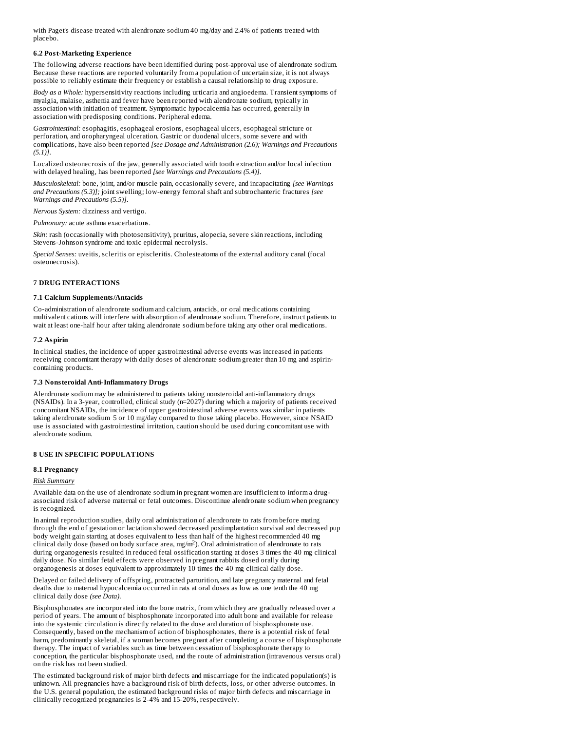with Paget's disease treated with alendronate sodium 40 mg/day and 2.4% of patients treated with placebo.

### 6.2 Post-Marketing Experience

The following adverse reactions have been identified during post-approval use of alendronate sodium. Because these reactions are reported voluntarily from a population of uncertain size, it is not always possible to reliably estimate their frequency or establish a causal relationship to drug exposure.

*Body as a Whole:* hypersensitivity reactions including urticaria and angioedema. Transient symptoms of myalgia, malaise, asthenia and fever have been reported with alendronate sodium, typically in association with initiation of treatment. Symptomatic hypocalcemia has occurred, generally in association with predisposing conditions. Peripheral edema.

*Gastrointestinal:* esophagitis, esophageal erosions, esophageal ulcers, esophageal stricture or perforation, and oropharyngeal ulceration. Gastric or duodenal ulcers, some severe and with complications, have also been reported *[see Dosage and Administration (2.6); Warnings and Precautions (5.1)]*.

Localized osteonecrosis of the jaw, generally associated with tooth extraction and/or local infection with delayed healing, has been reported *[see Warnings and Precautions (5.4)]*.

*Musculoskeletal:* bone, joint, and/or muscle pain, occasionally severe, and incapacitating *[see Warnings and Precautions (5.3)]*; joint swelling; low-energy femoral shaft and subtrochanteric fractures *[see Warnings and Precautions (5.5)]*.

*Nervous System:* dizziness and vertigo.

*Pulmonary:* acute asthma exacerbations.

*Skin:* rash (occasionally with photosensitivity), pruritus, alopecia, severe skin reactions, including Stevens-Johnson syndrome and toxic epidermal necrolysis.

*Special Senses:* uveitis, scleritis or episcleritis. Cholesteatoma of the external auditory canal (focal osteonecrosis).

## 7 DRUG INTERACTIONS

### 7.1 Calcium Supplements/Antacids

Co-administration of alendronate sodium and calcium, antacids, or oral medications containing multivalent cations will interfere with absorption of alendronate sodium. Therefore, instruct patients to wait at least one-half hour after taking alendronate sodium before taking any other oral medications.

### 7.2 Aspirin

In clinical studies, the incidence of upper gastrointestinal adverse events was increased in patients receiving concomitant therapy with daily doses of alendronate sodium greater than 10 mg and aspirin-containing products.

### 7.3 Nonsteroidal Anti-Inflammatory Drugs

Alendronate sodium may be administered to patients taking nonsteroidal anti-inflammatory drugs (NSAIDs). In a 3-year, controlled, clinical study (n=2027) during which a majority of patients received concomitant NSAIDs, the incidence of upper gastrointestinal adverse events was similar in patients taking alendronate sodium 5 or 10 mg/day compared to those taking placebo. However, since NSAID use is associated with gastrointestinal irritation, caution should be used during concomitant use with alendronate sodium.

## 8 USE IN SPECIFIC POPULATIONS

### 8.1 Pregnancy

Risk Summary

Available data on the use of alendronate sodium in pregnant women are insufficient to inform a drug-associated risk of adverse maternal or fetal outcomes. Discontinue alendronate sodium when pregnancy is recognized.

In animal reproduction studies, daily oral administration of alendronate to rats from before mating through the end of gestation or lactation showed decreased postimplantation survival and decreased pup body weight gain starting at doses equivalent to less than half of the highest recommended 40 mg clinical daily dose (based on body surface area, mg/m$^2$). Oral administration of alendronate to rats during organogenesis resulted in reduced fetal ossification starting at doses 3 times the 40 mg clinical daily dose. No similar fetal effects were observed in pregnant rabbits dosed orally during organogenesis at doses equivalent to approximately 10 times the 40 mg clinical daily dose.

Delayed or failed delivery of offspring, protracted parturition, and late pregnancy maternal and fetal deaths due to maternal hypocalcemia occurred in rats at oral doses as low as one tenth the 40 mg clinical daily dose *(see Data)*.

Bisphosphonates are incorporated into the bone matrix, from which they are gradually released over a period of years. The amount of bisphosphonate incorporated into adult bone and available for release into the systemic circulation is directly related to the dose and duration of bisphosphonate use. Consequently, based on the mechanism of action of bisphosphonates, there is a potential risk of fetal harm, predominantly skeletal, if a woman becomes pregnant after completing a course of bisphosphonate therapy. The impact of variables such as time between cessation of bisphosphonate therapy to conception, the particular bisphosphonate used, and the route of administration (intravenous versus oral) on the risk has not been studied.

The estimated background risk of major birth defects and miscarriage for the indicated population(s) is unknown. All pregnancies have a background risk of birth defects, loss, or other adverse outcomes. In the U.S. general population, the estimated background risks of major birth defects and miscarriage in clinically recognized pregnancies is 2-4% and 15-20%, respectively.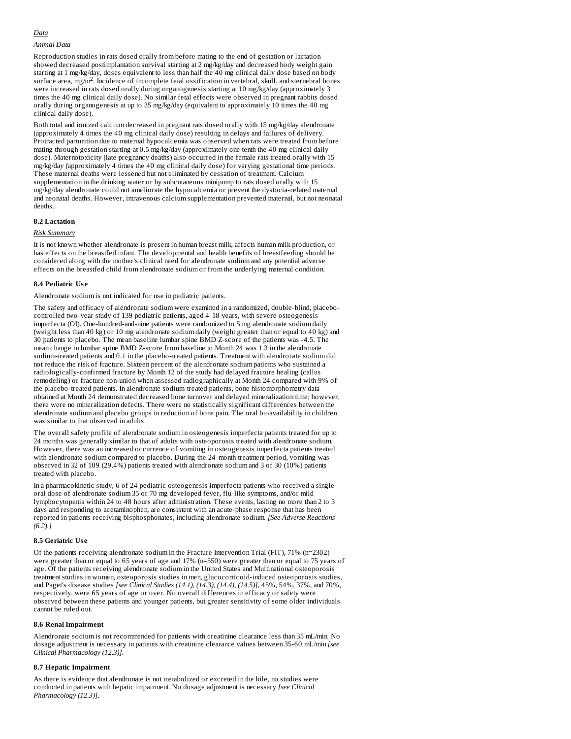*Data*

*Animal Data*

Reproduction studies in rats dosed orally from before mating to the end of gestation or lactation showed decreased postimplantation survival starting at 2 mg/kg/day and decreased body weight gain starting at 1 mg/kg/day, doses equivalent to less than half the 40 mg clinical daily dose based on body surface area, mg/m$^2$. Incidence of incomplete fetal ossification in vertebral, skull, and sternebral bones were increased in rats dosed orally during organogenesis starting at 10 mg/kg/day (approximately 3 times the 40 mg clinical daily dose). No similar fetal effects were observed in pregnant rabbits dosed orally during organogenesis at up to 35 mg/kg/day (equivalent to approximately 10 times the 40 mg clinical daily dose).

Both total and ionized calcium decreased in pregnant rats dosed orally with 15 mg/kg/day alendronate (approximately 4 times the 40 mg clinical daily dose) resulting in delays and failures of delivery. Protracted parturition due to maternal hypocalcemia was observed when rats were treated from before mating through gestation starting at 0.5 mg/kg/day (approximately one tenth the 40 mg clinical daily dose). Maternotoxicity (late pregnancy deaths) also occurred in the female rats treated orally with 15 mg/kg/day (approximately 4 times the 40 mg clinical daily dose) for varying gestational time periods. These maternal deaths were lessened but not eliminated by cessation of treatment. Calcium supplementation in the drinking water or by subcutaneous minipump to rats dosed orally with 15 mg/kg/day alendronate could not ameliorate the hypocalcemia or prevent the dystocia-related maternal and neonatal deaths. However, intravenous calcium supplementation prevented maternal, but not neonatal deaths.

### 8.2 Lactation

*Risk Summary*

It is not known whether alendronate is present in human breast milk, affects human milk production, or has effects on the breastfed infant. The developmental and health benefits of breastfeeding should be considered along with the mother's clinical need for alendronate sodium and any potential adverse effects on the breastfed child from alendronate sodium or from the underlying maternal condition.

### 8.4 Pediatric Use

Alendronate sodium is not indicated for use in pediatric patients.

The safety and efficacy of alendronate sodium were examined in a randomized, double-blind, placebo-controlled two-year study of 139 pediatric patients, aged 4-18 years, with severe osteogenesis imperfecta (OI). One-hundred-and-nine patients were randomized to 5 mg alendronate sodium daily (weight less than 40 kg) or 10 mg alendronate sodium daily (weight greater than or equal to 40 kg) and 30 patients to placebo. The mean baseline lumbar spine BMD Z-score of the patients was -4.5. The mean change in lumbar spine BMD Z-score from baseline to Month 24 was 1.3 in the alendronate sodium-treated patients and 0.1 in the placebo-treated patients. Treatment with alendronate sodium did not reduce the risk of fracture. Sixteen percent of the alendronate sodium patients who sustained a radiologically-confirmed fracture by Month 12 of the study had delayed fracture healing (callus remodeling) or fracture non-union when assessed radiographically at Month 24 compared with 9% of the placebo-treated patients. In alendronate sodium-treated patients, bone histomorphometry data obtained at Month 24 demonstrated decreased bone turnover and delayed mineralization time; however, there were no mineralization defects. There were no statistically significant differences between the alendronate sodium and placebo groups in reduction of bone pain. The oral bioavailability in children was similar to that observed in adults.

The overall safety profile of alendronate sodium in osteogenesis imperfecta patients treated for up to 24 months was generally similar to that of adults with osteoporosis treated with alendronate sodium. However, there was an increased occurrence of vomiting in osteogenesis imperfecta patients treated with alendronate sodium compared to placebo. During the 24-month treatment period, vomiting was observed in 32 of 109 (29.4%) patients treated with alendronate sodium and 3 of 30 (10%) patients treated with placebo.

In a pharmacokinetic study, 6 of 24 pediatric osteogenesis imperfecta patients who received a single oral dose of alendronate sodium 35 or 70 mg developed fever, flu-like symptoms, and/or mild lymphocytopenia within 24 to 48 hours after administration. These events, lasting no more than 2 to 3 days and responding to acetaminophen, are consistent with an acute-phase response that has been reported in patients receiving bisphosphonates, including alendronate sodium. *[See Adverse Reactions (6.2).]*

### 8.5 Geriatric Use

Of the patients receiving alendronate sodium in the Fracture Intervention Trial (FIT), 71% (n=2302) were greater than or equal to 65 years of age and 17% (n=550) were greater than or equal to 75 years of age. Of the patients receiving alendronate sodium in the United States and Multinational osteoporosis treatment studies in women, osteoporosis studies in men, glucocorticoid-induced osteoporosis studies, and Paget's disease studies *[see Clinical Studies (14.1), (14.3), (14.4), (14.5)]*, 45%, 54%, 37%, and 70%, respectively, were 65 years of age or over. No overall differences in efficacy or safety were observed between these patients and younger patients, but greater sensitivity of some older individuals cannot be ruled out.

### 8.6 Renal Impairment

Alendronate sodium is not recommended for patients with creatinine clearance less than 35 mL/min. No dosage adjustment is necessary in patients with creatinine clearance values between 35-60 mL/min *[see Clinical Pharmacology (12.3)]*.

### 8.7 Hepatic Impairment

As there is evidence that alendronate is not metabolized or excreted in the bile, no studies were conducted in patients with hepatic impairment. No dosage adjustment is necessary *[see Clinical Pharmacology (12.3)]*.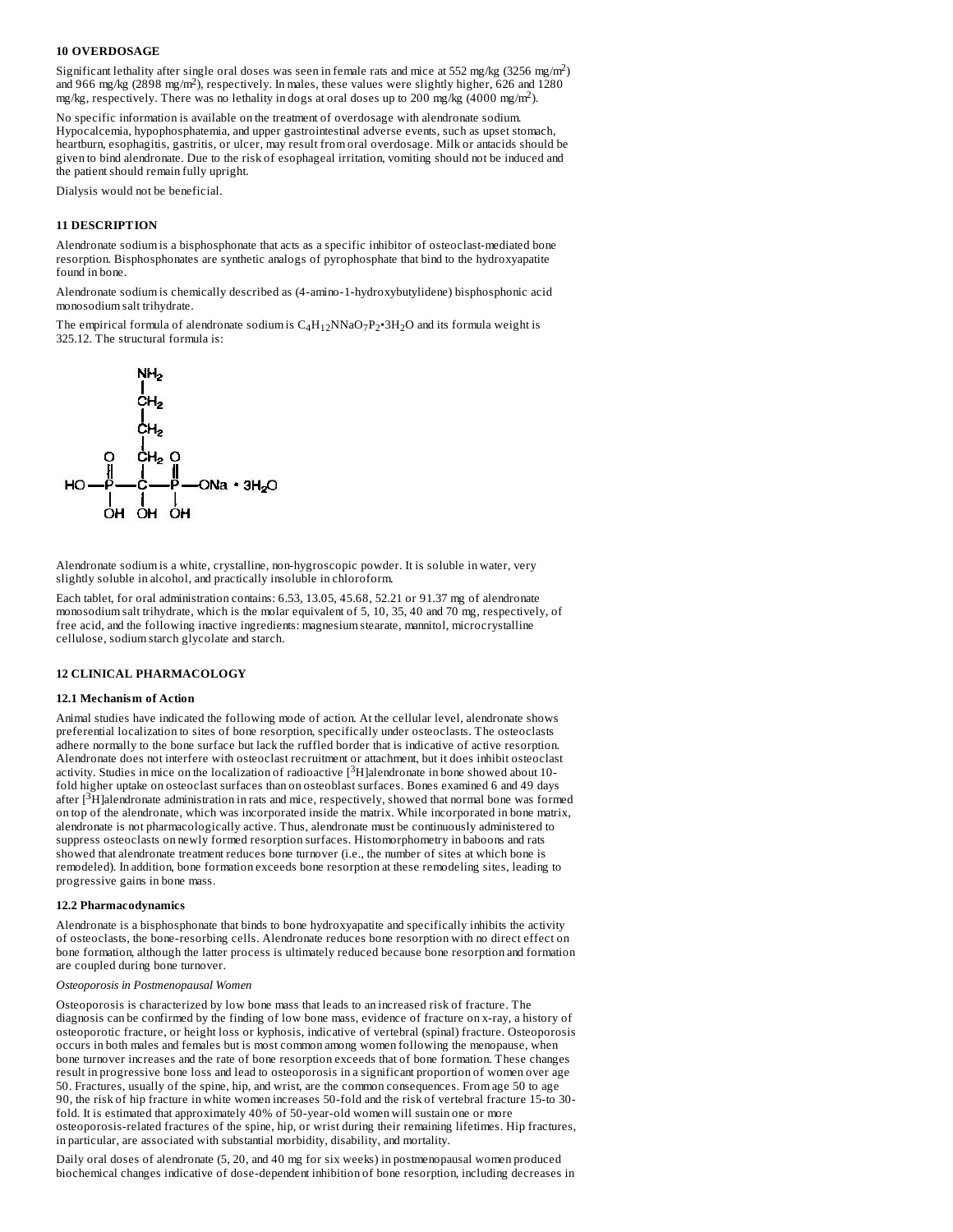### 10 OVERDOSAGE

Significant lethality after single oral doses was seen in female rats and mice at 552 mg/kg (3256 $mg/m^2$) and 966 mg/kg (2898 $mg/m^2$), respectively. In males, these values were slightly higher, 626 and 1280 mg/kg, respectively. There was no lethality in dogs at oral doses up to 200 mg/kg (4000 $mg/m^2$).

No specific information is available on the treatment of overdosage with alendronate sodium. Hypocalcemia, hypophosphatemia, and upper gastrointestinal adverse events, such as upset stomach, heartburn, esophagitis, gastritis, or ulcer, may result from oral overdosage. Milk or antacids should be given to bind alendronate. Due to the risk of esophageal irritation, vomiting should not be induced and the patient should remain fully upright.

Dialysis would not be beneficial.

### 11 DESCRIPTION

Alendronate sodium is a bisphosphonate that acts as a specific inhibitor of osteoclast-mediated bone resorption. Bisphosphonates are synthetic analogs of pyrophosphate that bind to the hydroxyapatite found in bone.

Alendronate sodium is chemically described as (4-amino-1-hydroxybutylidene) bisphosphonic acid monosodium salt trihydrate.

The empirical formula of alendronate sodium is $C_4H_{12}NNaO_7P_2 \cdot 3H_2O$ and its formula weight is 325.12. The structural formula is:

Alendronate sodium is a white, crystalline, non-hygroscopic powder. It is soluble in water, very slightly soluble in alcohol, and practically insoluble in chloroform.

Each tablet, for oral administration contains: 6.53, 13.05, 45.68, 52.21 or 91.37 mg of alendronate monosodium salt trihydrate, which is the molar equivalent of 5, 10, 35, 40 and 70 mg, respectively, of free acid, and the following inactive ingredients: magnesium stearate, mannitol, microcrystalline cellulose, sodium starch glycolate and starch.

### 12 CLINICAL PHARMACOLOGY

#### 12.1 Mechanism of Action

Animal studies have indicated the following mode of action. At the cellular level, alendronate shows preferential localization to sites of bone resorption, specifically under osteoclasts. The osteoclasts adhere normally to the bone surface but lack the ruffled border that is indicative of active resorption. Alendronate does not interfere with osteoclast recruitment or attachment, but it does inhibit osteoclast activity. Studies in mice on the localization of radioactive [$^3$H]alendronate in bone showed about 10-fold higher uptake on osteoclast surfaces than on osteoblast surfaces. Bones examined 6 and 49 days after [$^3$H]alendronate administration in rats and mice, respectively, showed that normal bone was formed on top of the alendronate, which was incorporated inside the matrix. While incorporated in bone matrix, alendronate is not pharmacologically active. Thus, alendronate must be continuously administered to suppress osteoclasts on newly formed resorption surfaces. Histomorphometry in baboons and rats showed that alendronate treatment reduces bone turnover (i.e., the number of sites at which bone is remodeled). In addition, bone formation exceeds bone resorption at these remodeling sites, leading to progressive gains in bone mass.

#### 12.2 Pharmacodynamics

Alendronate is a bisphosphonate that binds to bone hydroxyapatite and specifically inhibits the activity of osteoclasts, the bone-resorbing cells. Alendronate reduces bone resorption with no direct effect on bone formation, although the latter process is ultimately reduced because bone resorption and formation are coupled during bone turnover.

*Osteoporosis in Postmenopausal Women*

Osteoporosis is characterized by low bone mass that leads to an increased risk of fracture. The diagnosis can be confirmed by the finding of low bone mass, evidence of fracture on x-ray, a history of osteoporotic fracture, or height loss or kyphosis, indicative of vertebral (spinal) fracture. Osteoporosis occurs in both males and females but is most common among women following the menopause, when bone turnover increases and the rate of bone resorption exceeds that of bone formation. These changes result in progressive bone loss and lead to osteoporosis in a significant proportion of women over age 50. Fractures, usually of the spine, hip, and wrist, are the common consequences. From age 50 to age 90, the risk of hip fracture in white women increases 50-fold and the risk of vertebral fracture 15-to 30-fold. It is estimated that approximately 40% of 50-year-old women will sustain one or more osteoporosis-related fractures of the spine, hip, or wrist during their remaining lifetimes. Hip fractures, in particular, are associated with substantial morbidity, disability, and mortality.

Daily oral doses of alendronate (5, 20, and 40 mg for six weeks) in postmenopausal women produced biochemical changes indicative of dose-dependent inhibition of bone resorption, including decreases in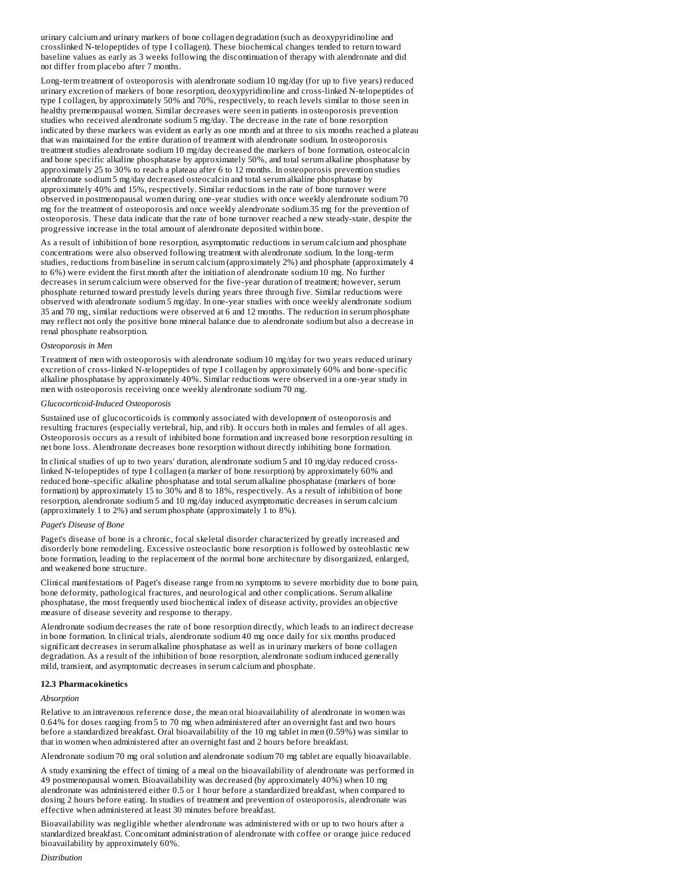urinary calcium and urinary markers of bone collagen degradation (such as deoxypyridinoline and crosslinked N-telopeptides of type I collagen). These biochemical changes tended to return toward baseline values as early as 3 weeks following the discontinuation of therapy with alendronate and did not differ from placebo after 7 months.

Long-term treatment of osteoporosis with alendronate sodium 10 mg/day (for up to five years) reduced urinary excretion of markers of bone resorption, deoxypyridinoline and cross-linked N-telopeptides of type I collagen, by approximately 50% and 70%, respectively, to reach levels similar to those seen in healthy premenopausal women. Similar decreases were seen in patients in osteoporosis prevention studies who received alendronate sodium 5 mg/day. The decrease in the rate of bone resorption indicated by these markers was evident as early as one month and at three to six months reached a plateau that was maintained for the entire duration of treatment with alendronate sodium. In osteoporosis treatment studies alendronate sodium 10 mg/day decreased the markers of bone formation, osteocalcin and bone specific alkaline phosphatase by approximately 50%, and total serum alkaline phosphatase by approximately 25 to 30% to reach a plateau after 6 to 12 months. In osteoporosis prevention studies alendronate sodium 5 mg/day decreased osteocalcin and total serum alkaline phosphatase by approximately 40% and 15%, respectively. Similar reductions in the rate of bone turnover were observed in postmenopausal women during one-year studies with once weekly alendronate sodium 70 mg for the treatment of osteoporosis and once weekly alendronate sodium 35 mg for the prevention of osteoporosis. These data indicate that the rate of bone turnover reached a new steady-state, despite the progressive increase in the total amount of alendronate deposited within bone.

As a result of inhibition of bone resorption, asymptomatic reductions in serum calcium and phosphate concentrations were also observed following treatment with alendronate sodium. In the long-term studies, reductions from baseline in serum calcium (approximately 2%) and phosphate (approximately 4 to 6%) were evident the first month after the initiation of alendronate sodium 10 mg. No further decreases in serum calcium were observed for the five-year duration of treatment; however, serum phosphate returned toward prestudy levels during years three through five. Similar reductions were observed with alendronate sodium 5 mg/day. In one-year studies with once weekly alendronate sodium 35 and 70 mg, similar reductions were observed at 6 and 12 months. The reduction in serum phosphate may reflect not only the positive bone mineral balance due to alendronate sodium but also a decrease in renal phosphate reabsorption.

*Osteoporosis in Men*

Treatment of men with osteoporosis with alendronate sodium 10 mg/day for two years reduced urinary excretion of cross-linked N-telopeptides of type I collagen by approximately 60% and bone-specific alkaline phosphatase by approximately 40%. Similar reductions were observed in a one-year study in men with osteoporosis receiving once weekly alendronate sodium 70 mg.

*Glucocorticoid-Induced Osteoporosis*

Sustained use of glucocorticoids is commonly associated with development of osteoporosis and resulting fractures (especially vertebral, hip, and rib). It occurs both in males and females of all ages. Osteoporosis occurs as a result of inhibited bone formation and increased bone resorption resulting in net bone loss. Alendronate decreases bone resorption without directly inhibiting bone formation.

In clinical studies of up to two years' duration, alendronate sodium 5 and 10 mg/day reduced cross-linked N-telopeptides of type I collagen (a marker of bone resorption) by approximately 60% and reduced bone-specific alkaline phosphatase and total serum alkaline phosphatase (markers of bone formation) by approximately 15 to 30% and 8 to 18%, respectively. As a result of inhibition of bone resorption, alendronate sodium 5 and 10 mg/day induced asymptomatic decreases in serum calcium (approximately 1 to 2%) and serum phosphate (approximately 1 to 8%).

*Paget's Disease of Bone*

Paget's disease of bone is a chronic, focal skeletal disorder characterized by greatly increased and disorderly bone remodeling. Excessive osteoclastic bone resorption is followed by osteoblastic new bone formation, leading to the replacement of the normal bone architecture by disorganized, enlarged, and weakened bone structure.

Clinical manifestations of Paget's disease range from no symptoms to severe morbidity due to bone pain, bone deformity, pathological fractures, and neurological and other complications. Serum alkaline phosphatase, the most frequently used biochemical index of disease activity, provides an objective measure of disease severity and response to therapy.

Alendronate sodium decreases the rate of bone resorption directly, which leads to an indirect decrease in bone formation. In clinical trials, alendronate sodium 40 mg once daily for six months produced significant decreases in serum alkaline phosphatase as well as in urinary markers of bone collagen degradation. As a result of the inhibition of bone resorption, alendronate sodium induced generally mild, transient, and asymptomatic decreases in serum calcium and phosphate.

### 12.3 Pharmacokinetics

*Absorption*

Relative to an intravenous reference dose, the mean oral bioavailability of alendronate in women was 0.64% for doses ranging from 5 to 70 mg when administered after an overnight fast and two hours before a standardized breakfast. Oral bioavailability of the 10 mg tablet in men (0.59%) was similar to that in women when administered after an overnight fast and 2 hours before breakfast.

Alendronate sodium 70 mg oral solution and alendronate sodium 70 mg tablet are equally bioavailable.

A study examining the effect of timing of a meal on the bioavailability of alendronate was performed in 49 postmenopausal women. Bioavailability was decreased (by approximately 40%) when 10 mg alendronate was administered either 0.5 or 1 hour before a standardized breakfast, when compared to dosing 2 hours before eating. In studies of treatment and prevention of osteoporosis, alendronate was effective when administered at least 30 minutes before breakfast.

Bioavailability was negligible whether alendronate was administered with or up to two hours after a standardized breakfast. Concomitant administration of alendronate with coffee or orange juice reduced bioavailability by approximately 60%.

*Distribution*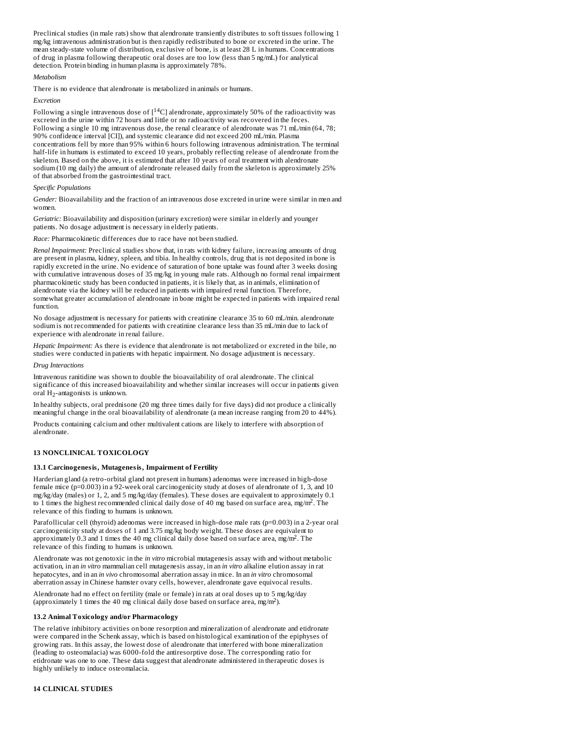Preclinical studies (in male rats) show that alendronate transiently distributes to soft tissues following 1 mg/kg intravenous administration but is then rapidly redistributed to bone or excreted in the urine. The mean steady-state volume of distribution, exclusive of bone, is at least 28 L in humans. Concentrations of drug in plasma following therapeutic oral doses are too low (less than 5 ng/mL) for analytical detection. Protein binding in human plasma is approximately 78%.

*Metabolism*

There is no evidence that alendronate is metabolized in animals or humans.

*Excretion*

Following a single intravenous dose of [$^{14}$C] alendronate, approximately 50% of the radioactivity was excreted in the urine within 72 hours and little or no radioactivity was recovered in the feces. Following a single 10 mg intravenous dose, the renal clearance of alendronate was 71 mL/min (64, 78; 90% confidence interval [CI]), and systemic clearance did not exceed 200 mL/min. Plasma concentrations fell by more than 95% within 6 hours following intravenous administration. The terminal half-life in humans is estimated to exceed 10 years, probably reflecting release of alendronate from the skeleton. Based on the above, it is estimated that after 10 years of oral treatment with alendronate sodium (10 mg daily) the amount of alendronate released daily from the skeleton is approximately 25% of that absorbed from the gastrointestinal tract.

*Specific Populations*

*Gender:* Bioavailability and the fraction of an intravenous dose excreted in urine were similar in men and women.

*Geriatric:* Bioavailability and disposition (urinary excretion) were similar in elderly and younger patients. No dosage adjustment is necessary in elderly patients.

*Race:* Pharmacokinetic differences due to race have not been studied.

*Renal Impairment:* Preclinical studies show that, in rats with kidney failure, increasing amounts of drug are present in plasma, kidney, spleen, and tibia. In healthy controls, drug that is not deposited in bone is rapidly excreted in the urine. No evidence of saturation of bone uptake was found after 3 weeks dosing with cumulative intravenous doses of 35 mg/kg in young male rats. Although no formal renal impairment pharmacokinetic study has been conducted in patients, it is likely that, as in animals, elimination of alendronate via the kidney will be reduced in patients with impaired renal function. Therefore, somewhat greater accumulation of alendronate in bone might be expected in patients with impaired renal function.

No dosage adjustment is necessary for patients with creatinine clearance 35 to 60 mL/min. alendronate sodium is not recommended for patients with creatinine clearance less than 35 mL/min due to lack of experience with alendronate in renal failure.

*Hepatic Impairment:* As there is evidence that alendronate is not metabolized or excreted in the bile, no studies were conducted in patients with hepatic impairment. No dosage adjustment is necessary.

*Drug Interactions*

Intravenous ranitidine was shown to double the bioavailability of oral alendronate. The clinical significance of this increased bioavailability and whether similar increases will occur in patients given oral $H_2$-antagonists is unknown.

In healthy subjects, oral prednisone (20 mg three times daily for five days) did not produce a clinically meaningful change in the oral bioavailability of alendronate (a mean increase ranging from 20 to 44%).

Products containing calcium and other multivalent cations are likely to interfere with absorption of alendronate.

## 13 NONCLINICAL TOXICOLOGY

### 13.1 Carcinogenesis, Mutagenesis, Impairment of Fertility

Harderian gland (a retro-orbital gland not present in humans) adenomas were increased in high-dose female mice (p=0.003) in a 92-week oral carcinogenicity study at doses of alendronate of 1, 3, and 10 mg/kg/day (males) or 1, 2, and 5 mg/kg/day (females). These doses are equivalent to approximately 0.1 to 1 times the highest recommended clinical daily dose of 40 mg based on surface area, mg/m$^2$. The relevance of this finding to humans is unknown.

Parafollicular cell (thyroid) adenomas were increased in high-dose male rats (p=0.003) in a 2-year oral carcinogenicity study at doses of 1 and 3.75 mg/kg body weight. These doses are equivalent to approximately 0.3 and 1 times the 40 mg clinical daily dose based on surface area, mg/m$^2$. The relevance of this finding to humans is unknown.

Alendronate was not genotoxic in the *in vitro* microbial mutagenesis assay with and without metabolic activation, in an *in vitro* mammalian cell mutagenesis assay, in an *in vitro* alkaline elution assay in rat hepatocytes, and in an *in vivo* chromosomal aberration assay in mice. In an *in vitro* chromosomal aberration assay in Chinese hamster ovary cells, however, alendronate gave equivocal results.

Alendronate had no effect on fertility (male or female) in rats at oral doses up to 5 mg/kg/day (approximately 1 times the 40 mg clinical daily dose based on surface area, mg/m$^2$).

### 13.2 Animal Toxicology and/or Pharmacology

The relative inhibitory activities on bone resorption and mineralization of alendronate and etidronate were compared in the Schenk assay, which is based on histological examination of the epiphyses of growing rats. In this assay, the lowest dose of alendronate that interfered with bone mineralization (leading to osteomalacia) was 6000-fold the antiresorptive dose. The corresponding ratio for etidronate was one to one. These data suggest that alendronate administered in therapeutic doses is highly unlikely to induce osteomalacia.

## 14 CLINICAL STUDIES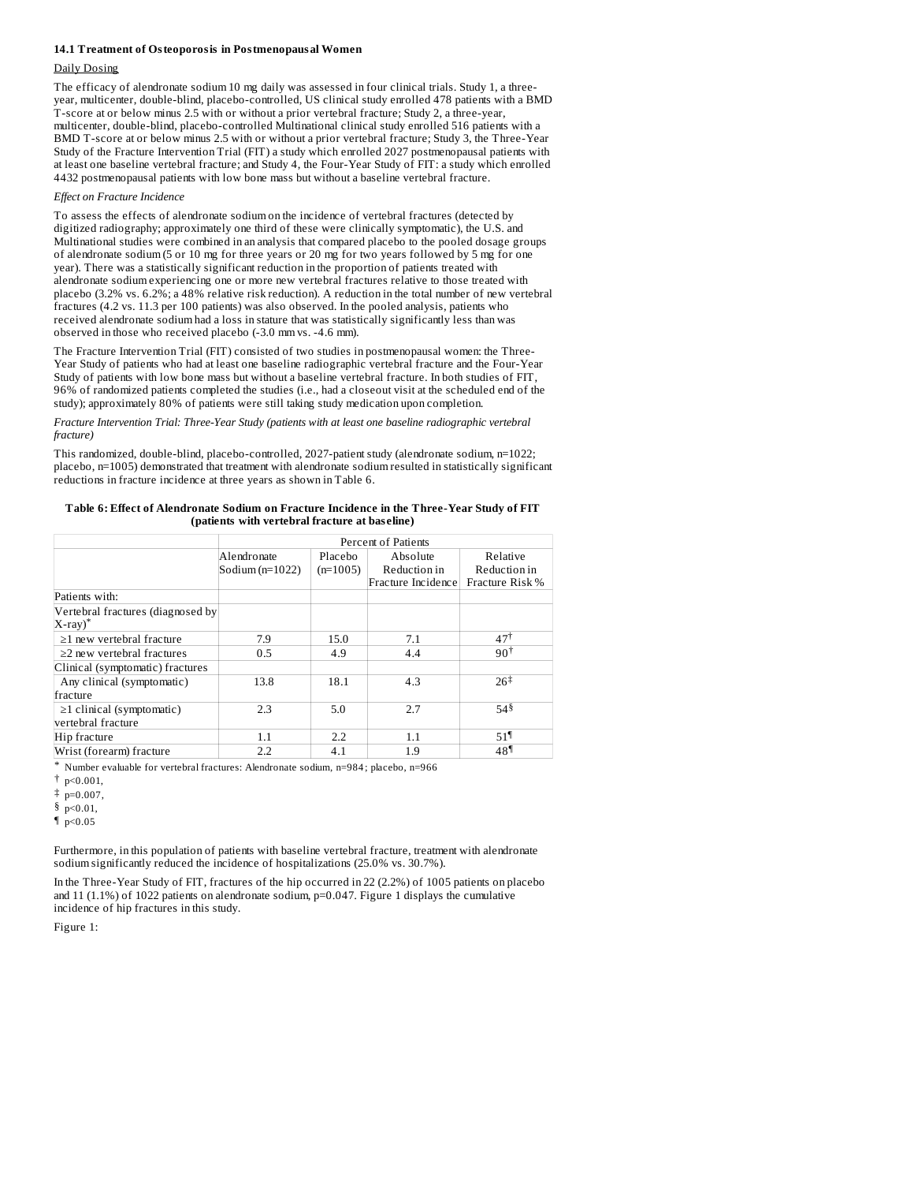### 14.1 Treatment of Osteoporosis in Postmenopausal Women

Daily Dosing

The efficacy of alendronate sodium 10 mg daily was assessed in four clinical trials. Study 1, a three-year, multicenter, double-blind, placebo-controlled, US clinical study enrolled 478 patients with a BMD T-score at or below minus 2.5 with or without a prior vertebral fracture; Study 2, a three-year, multicenter, double-blind, placebo-controlled Multinational clinical study enrolled 516 patients with a BMD T-score at or below minus 2.5 with or without a prior vertebral fracture; Study 3, the Three-Year Study of the Fracture Intervention Trial (FIT) a study which enrolled 2027 postmenopausal patients with at least one baseline vertebral fracture; and Study 4, the Four-Year Study of FIT: a study which enrolled 4432 postmenopausal patients with low bone mass but without a baseline vertebral fracture.

*Effect on Fracture Incidence*

To assess the effects of alendronate sodium on the incidence of vertebral fractures (detected by digitized radiography; approximately one third of these were clinically symptomatic), the U.S. and Multinational studies were combined in an analysis that compared placebo to the pooled dosage groups of alendronate sodium (5 or 10 mg for three years or 20 mg for two years followed by 5 mg for one year). There was a statistically significant reduction in the proportion of patients treated with alendronate sodium experiencing one or more new vertebral fractures relative to those treated with placebo (3.2% vs. 6.2%; a 48% relative risk reduction). A reduction in the total number of new vertebral fractures (4.2 vs. 11.3 per 100 patients) was also observed. In the pooled analysis, patients who received alendronate sodium had a loss in stature that was statistically significantly less than was observed in those who received placebo (-3.0 mm vs. -4.6 mm).

The Fracture Intervention Trial (FIT) consisted of two studies in postmenopausal women: the Three-Year Study of patients who had at least one baseline radiographic vertebral fracture and the Four-Year Study of patients with low bone mass but without a baseline vertebral fracture. In both studies of FIT, 96% of randomized patients completed the studies (i.e., had a closeout visit at the scheduled end of the study); approximately 80% of patients were still taking study medication upon completion.

*Fracture Intervention Trial: Three-Year Study (patients with at least one baseline radiographic vertebral fracture)*

This randomized, double-blind, placebo-controlled, 2027-patient study (alendronate sodium, n=1022; placebo, n=1005) demonstrated that treatment with alendronate sodium resulted in statistically significant reductions in fracture incidence at three years as shown in Table 6.

**Table 6: Effect of Alendronate Sodium on Fracture Incidence in the Three-Year Study of FIT (patients with vertebral fracture at baseline)**

| | Percent of Patients | | | |
|---|---|---|---|---|
| | Alendronate Sodium (n=1022) | Placebo (n=1005) | Absolute Reduction in Fracture Incidence | Relative Reduction in Fracture Risk % |
| Patients with: | | | | |
| Vertebral fractures (diagnosed by X-ray)* | | | | |
| ≥1 new vertebral fracture | 7.9 | 15.0 | 7.1 | 47† |
| ≥2 new vertebral fractures | 0.5 | 4.9 | 4.4 | 90† |
| Clinical (symptomatic) fractures | | | | |
| Any clinical (symptomatic) fracture | 13.8 | 18.1 | 4.3 | 26‡ |
| ≥1 clinical (symptomatic) vertebral fracture | 2.3 | 5.0 | 2.7 | 54§ |
| Hip fracture | 1.1 | 2.2 | 1.1 | 51¶ |
| Wrist (forearm) fracture | 2.2 | 4.1 | 1.9 | 48¶ |

\* Number evaluable for vertebral fractures: Alendronate sodium, n=984; placebo, n=966

† $p<0.001$,

‡ $p=0.007$,

§ $p<0.01$,

¶ $p<0.05$

Furthermore, in this population of patients with baseline vertebral fracture, treatment with alendronate sodium significantly reduced the incidence of hospitalizations (25.0% vs. 30.7%).

In the Three-Year Study of FIT, fractures of the hip occurred in 22 (2.2%) of 1005 patients on placebo and 11 (1.1%) of 1022 patients on alendronate sodium, p=0.047. Figure 1 displays the cumulative incidence of hip fractures in this study.

Figure 1: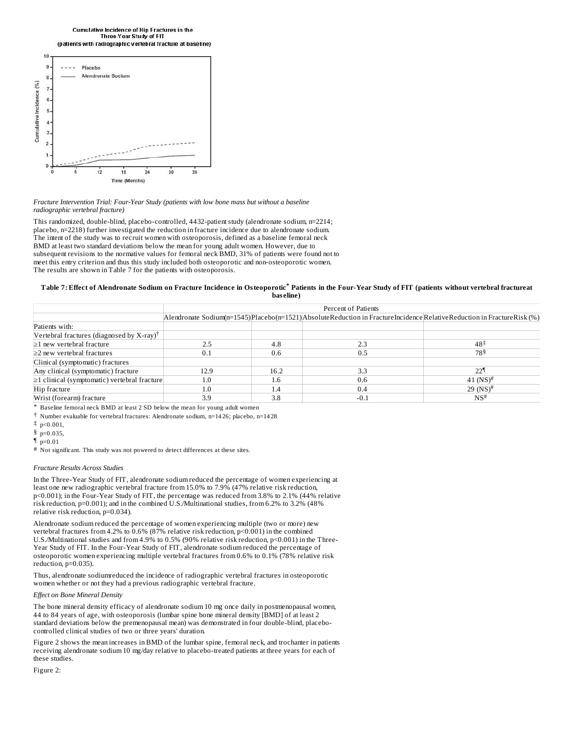Cumulative Incidence of Hip Fractures in the Three-Year Study of FIT (patients with radiographic vertebral fracture at baseline)

*Fracture Intervention Trial: Four-Year Study (patients with low bone mass but without a baseline radiographic vertebral fracture)*

This randomized, double-blind, placebo-controlled, 4432-patient study (alendronate sodium, n=2214; placebo, n=2218) further investigated the reduction in fracture incidence due to alendronate sodium. The intent of the study was to recruit women with osteoporosis, defined as a baseline femoral neck BMD at least two standard deviations below the mean for young adult women. However, due to subsequent revisions to the normative values for femoral neck BMD, 31% of patients were found not to meet this entry criterion and thus this study included both osteoporotic and non-osteoporotic women. The results are shown in Table 7 for the patients with osteoporosis.

**Table 7: Effect of Alendronate Sodium on Fracture Incidence in Osteoporotic* Patients in the Four-Year Study of FIT (patients without vertebral fracture at baseline)**

| | Percent of Patients | | | |
|---|---|---|---|---|
| | Alendronate Sodium (n=1545) | Placebo (n=1521) | Absolute Reduction in Fracture Incidence | Relative Reduction in Fracture Risk (%) |
| Patients with: | | | | |
| Vertebral fractures (diagnosed by X-ray)† | | | | |
| ≥1 new vertebral fracture | 2.5 | 4.8 | 2.3 | 48‡ |
| ≥2 new vertebral fractures | 0.1 | 0.6 | 0.5 | 78§ |
| Clinical (symptomatic) fractures | | | | |
| Any clinical (symptomatic) fracture | 12.9 | 16.2 | 3.3 | 22¶ |
| ≥1 clinical (symptomatic) vertebral fracture | 1.0 | 1.6 | 0.6 | 41 (NS)# |
| Hip fracture | 1.0 | 1.4 | 0.4 | 29 (NS)# |
| Wrist (forearm) fracture | 3.9 | 3.8 | -0.1 | NS# |

\* Baseline femoral neck BMD at least 2 SD below the mean for young adult women

† Number evaluable for vertebral fractures: Alendronate sodium, n=1426; placebo, n=1428

‡ p<0.001,

§ p=0.035,

¶ p=0.01

\# Not significant. This study was not powered to detect differences at these sites.

*Fracture Results Across Studies*

In the Three-Year Study of FIT, alendronate sodium reduced the percentage of women experiencing at least one new radiographic vertebral fracture from 15.0% to 7.9% (47% relative risk reduction, p<0.001); in the Four-Year Study of FIT, the percentage was reduced from 3.8% to 2.1% (44% relative risk reduction, p=0.001); and in the combined U.S./Multinational studies, from 6.2% to 3.2% (48% relative risk reduction, p=0.034).

Alendronate sodium reduced the percentage of women experiencing multiple (two or more) new vertebral fractures from 4.2% to 0.6% (87% relative risk reduction, p<0.001) in the combined U.S./Multinational studies and from 4.9% to 0.5% (90% relative risk reduction, p<0.001) in the Three-Year Study of FIT. In the Four-Year Study of FIT, alendronate sodium reduced the percentage of osteoporotic women experiencing multiple vertebral fractures from 0.6% to 0.1% (78% relative risk reduction, p=0.035).

Thus, alendronate sodium reduced the incidence of radiographic vertebral fractures in osteoporotic women whether or not they had a previous radiographic vertebral fracture.

*Effect on Bone Mineral Density*

The bone mineral density efficacy of alendronate sodium 10 mg once daily in postmenopausal women, 44 to 84 years of age, with osteoporosis (lumbar spine bone mineral density [BMD] of at least 2 standard deviations below the premenopausal mean) was demonstrated in four double-blind, placebo-controlled clinical studies of two or three years' duration.

Figure 2 shows the mean increases in BMD of the lumbar spine, femoral neck, and trochanter in patients receiving alendronate sodium 10 mg/day relative to placebo-treated patients at three years for each of these studies.

Figure 2: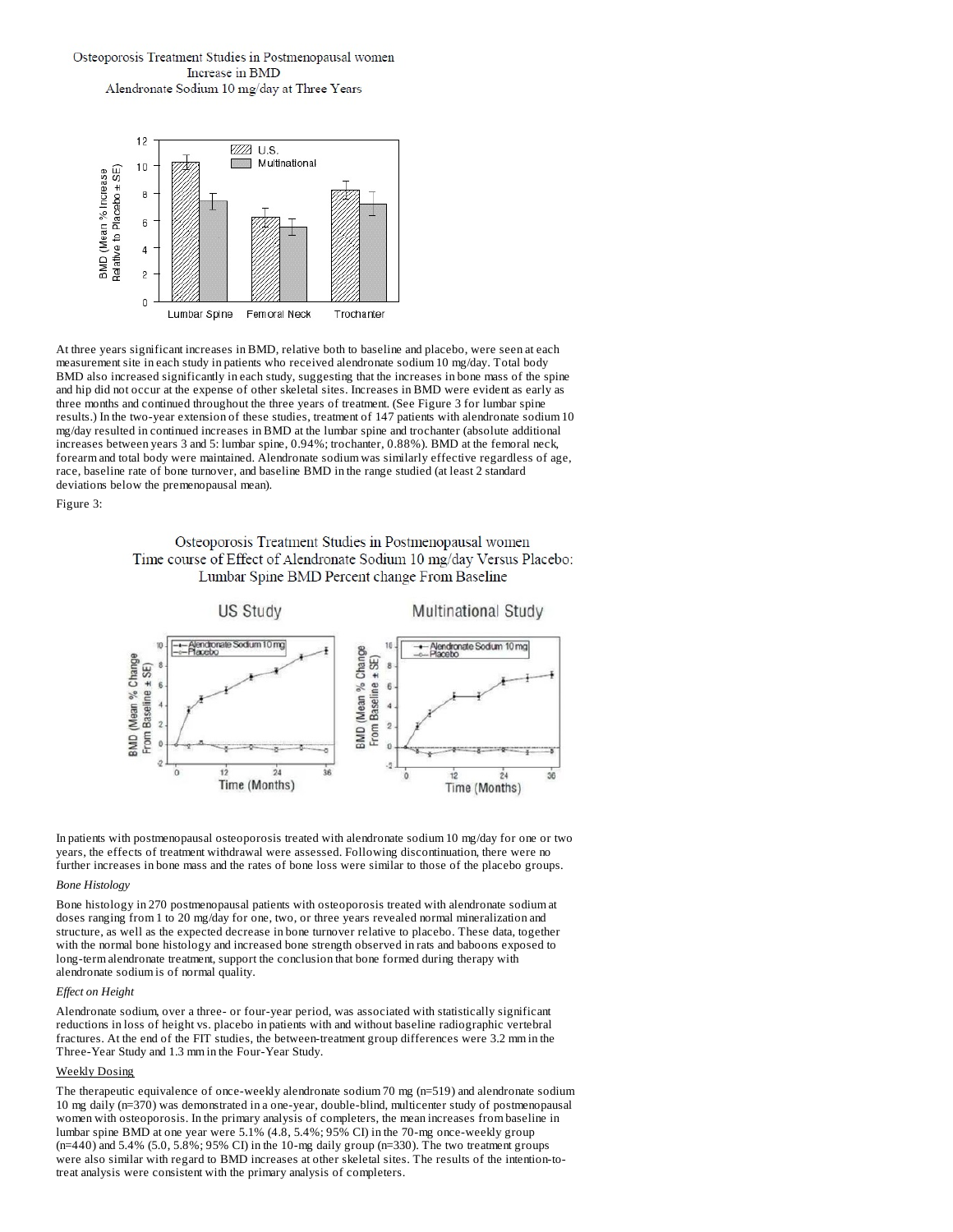Osteoporosis Treatment Studies in Postmenopausal women
Increase in BMD
Alendronate Sodium 10 mg/day at Three Years

At three years significant increases in BMD, relative both to baseline and placebo, were seen at each measurement site in each study in patients who received alendronate sodium 10 mg/day. Total body BMD also increased significantly in each study, suggesting that the increases in bone mass of the spine and hip did not occur at the expense of other skeletal sites. Increases in BMD were evident as early as three months and continued throughout the three years of treatment. (See Figure 3 for lumbar spine results.) In the two-year extension of these studies, treatment of 147 patients with alendronate sodium 10 mg/day resulted in continued increases in BMD at the lumbar spine and trochanter (absolute additional increases between years 3 and 5: lumbar spine, 0.94%; trochanter, 0.88%). BMD at the femoral neck, forearm and total body were maintained. Alendronate sodium was similarly effective regardless of age, race, baseline rate of bone turnover, and baseline BMD in the range studied (at least 2 standard deviations below the premenopausal mean).

Figure 3:

Osteoporosis Treatment Studies in Postmenopausal women
Time course of Effect of Alendronate Sodium 10 mg/day Versus Placebo:
Lumbar Spine BMD Percent change From Baseline

In patients with postmenopausal osteoporosis treated with alendronate sodium 10 mg/day for one or two years, the effects of treatment withdrawal were assessed. Following discontinuation, there were no further increases in bone mass and the rates of bone loss were similar to those of the placebo groups.

*Bone Histology*

Bone histology in 270 postmenopausal patients with osteoporosis treated with alendronate sodium at doses ranging from 1 to 20 mg/day for one, two, or three years revealed normal mineralization and structure, as well as the expected decrease in bone turnover relative to placebo. These data, together with the normal bone histology and increased bone strength observed in rats and baboons exposed to long-term alendronate treatment, support the conclusion that bone formed during therapy with alendronate sodium is of normal quality.

*Effect on Height*

Alendronate sodium, over a three- or four-year period, was associated with statistically significant reductions in loss of height vs. placebo in patients with and without baseline radiographic vertebral fractures. At the end of the FIT studies, the between-treatment group differences were 3.2 mm in the Three-Year Study and 1.3 mm in the Four-Year Study.

Weekly Dosing

The therapeutic equivalence of once-weekly alendronate sodium 70 mg (n=519) and alendronate sodium 10 mg daily (n=370) was demonstrated in a one-year, double-blind, multicenter study of postmenopausal women with osteoporosis. In the primary analysis of completers, the mean increases from baseline in lumbar spine BMD at one year were 5.1% (4.8, 5.4%; 95% CI) in the 70-mg once-weekly group (n=440) and 5.4% (5.0, 5.8%; 95% CI) in the 10-mg daily group (n=330). The two treatment groups were also similar with regard to BMD increases at other skeletal sites. The results of the intention-to-treat analysis were consistent with the primary analysis of completers.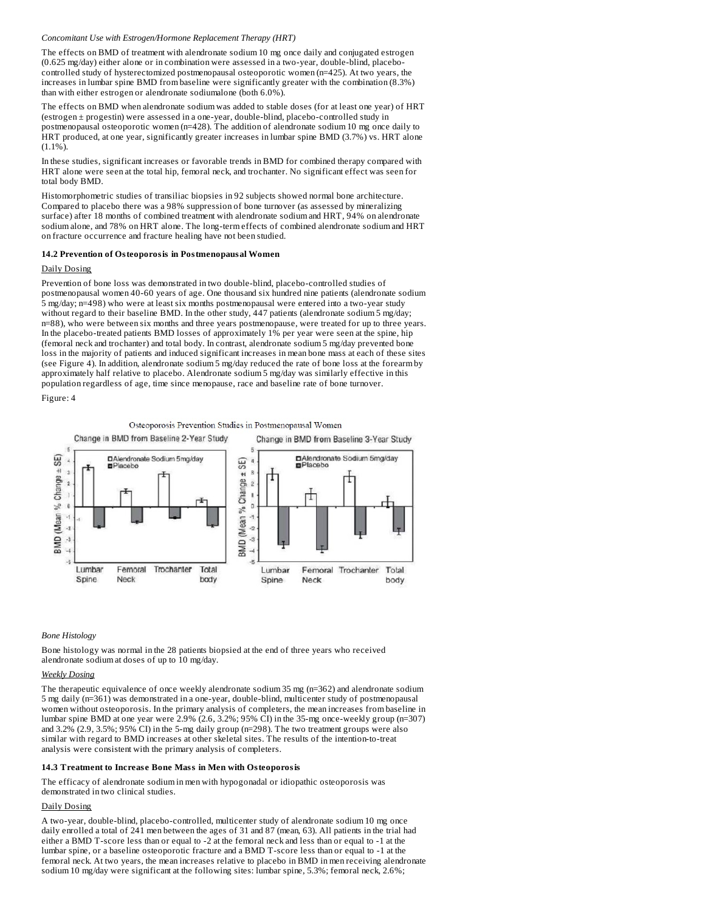*Concomitant Use with Estrogen/Hormone Replacement Therapy (HRT)*

The effects on BMD of treatment with alendronate sodium 10 mg once daily and conjugated estrogen (0.625 mg/day) either alone or in combination were assessed in a two-year, double-blind, placebo-controlled study of hysterectomized postmenopausal osteoporotic women (n=425). At two years, the increases in lumbar spine BMD from baseline were significantly greater with the combination (8.3%) than with either estrogen or alendronate sodiumalone (both 6.0%).

The effects on BMD when alendronate sodium was added to stable doses (for at least one year) of HRT (estrogen ± progestin) were assessed in a one-year, double-blind, placebo-controlled study in postmenopausal osteoporotic women (n=428). The addition of alendronate sodium 10 mg once daily to HRT produced, at one year, significantly greater increases in lumbar spine BMD (3.7%) vs. HRT alone (1.1%).

In these studies, significant increases or favorable trends in BMD for combined therapy compared with HRT alone were seen at the total hip, femoral neck, and trochanter. No significant effect was seen for total body BMD.

Histomorphometric studies of transiliac biopsies in 92 subjects showed normal bone architecture. Compared to placebo there was a 98% suppression of bone turnover (as assessed by mineralizing surface) after 18 months of combined treatment with alendronate sodium and HRT, 94% on alendronate sodium alone, and 78% on HRT alone. The long-term effects of combined alendronate sodium and HRT on fracture occurrence and fracture healing have not been studied.

### 14.2 Prevention of Osteoporosis in Postmenopausal Women

Daily Dosing

Prevention of bone loss was demonstrated in two double-blind, placebo-controlled studies of postmenopausal women 40-60 years of age. One thousand six hundred nine patients (alendronate sodium 5 mg/day; n=498) who were at least six months postmenopausal were entered into a two-year study without regard to their baseline BMD. In the other study, 447 patients (alendronate sodium 5 mg/day; n=88), who were between six months and three years postmenopause, were treated for up to three years. In the placebo-treated patients BMD losses of approximately 1% per year were seen at the spine, hip (femoral neck and trochanter) and total body. In contrast, alendronate sodium 5 mg/day prevented bone loss in the majority of patients and induced significant increases in mean bone mass at each of these sites (see Figure 4). In addition, alendronate sodium 5 mg/day reduced the rate of bone loss at the forearm by approximately half relative to placebo. Alendronate sodium 5 mg/day was similarly effective in this population regardless of age, time since menopause, race and baseline rate of bone turnover.

Figure: 4

Osteoporosis Prevention Studies in Postmenopausal Women

*Bone Histology*

Bone histology was normal in the 28 patients biopsied at the end of three years who received alendronate sodium at doses of up to 10 mg/day.

*Weekly Dosing*

The therapeutic equivalence of once weekly alendronate sodium 35 mg (n=362) and alendronate sodium 5 mg daily (n=361) was demonstrated in a one-year, double-blind, multicenter study of postmenopausal women without osteoporosis. In the primary analysis of completers, the mean increases from baseline in lumbar spine BMD at one year were 2.9% (2.6, 3.2%; 95% CI) in the 35-mg once-weekly group (n=307) and 3.2% (2.9, 3.5%; 95% CI) in the 5-mg daily group (n=298). The two treatment groups were also similar with regard to BMD increases at other skeletal sites. The results of the intention-to-treat analysis were consistent with the primary analysis of completers.

### 14.3 Treatment to Increase Bone Mass in Men with Osteoporosis

The efficacy of alendronate sodium in men with hypogonadal or idiopathic osteoporosis was demonstrated in two clinical studies.

Daily Dosing

A two-year, double-blind, placebo-controlled, multicenter study of alendronate sodium 10 mg once daily enrolled a total of 241 men between the ages of 31 and 87 (mean, 63). All patients in the trial had either a BMD T-score less than or equal to -2 at the femoral neck and less than or equal to -1 at the lumbar spine, or a baseline osteoporotic fracture and a BMD T-score less than or equal to -1 at the femoral neck. At two years, the mean increases relative to placebo in BMD in men receiving alendronate sodium 10 mg/day were significant at the following sites: lumbar spine, 5.3%; femoral neck, 2.6%;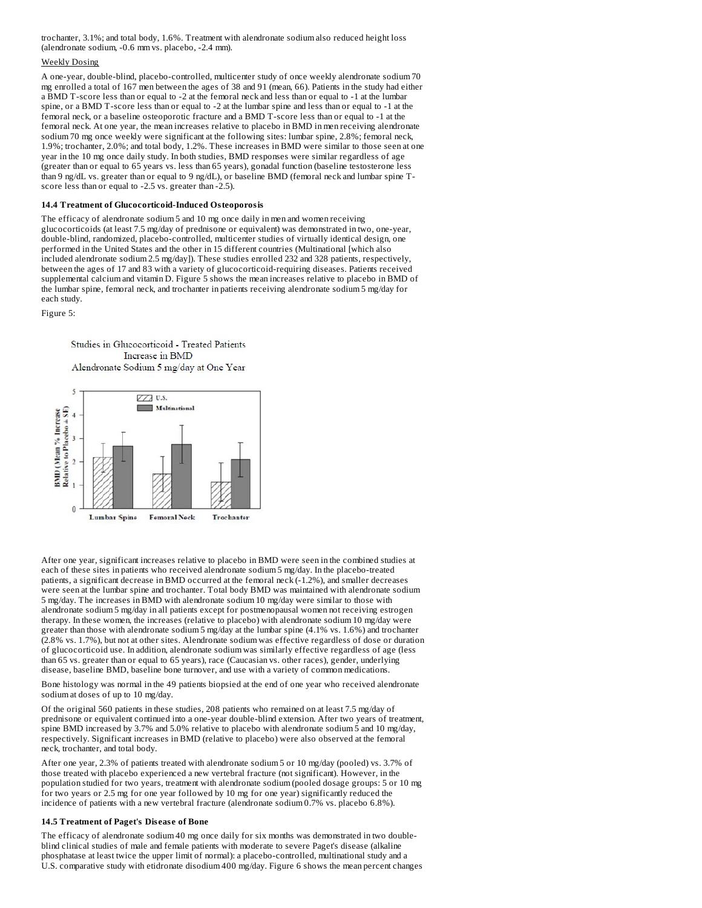trochanter, 3.1%; and total body, 1.6%. Treatment with alendronate sodium also reduced height loss (alendronate sodium, -0.6 mm vs. placebo, -2.4 mm).

Weekly Dosing

A one-year, double-blind, placebo-controlled, multicenter study of once weekly alendronate sodium 70 mg enrolled a total of 167 men between the ages of 38 and 91 (mean, 66). Patients in the study had either a BMD T-score less than or equal to -2 at the femoral neck and less than or equal to -1 at the lumbar spine, or a BMD T-score less than or equal to -2 at the lumbar spine and less than or equal to -1 at the femoral neck, or a baseline osteoporotic fracture and a BMD T-score less than or equal to -1 at the femoral neck. At one year, the mean increases relative to placebo in BMD in men receiving alendronate sodium 70 mg once weekly were significant at the following sites: lumbar spine, 2.8%; femoral neck, 1.9%; trochanter, 2.0%; and total body, 1.2%. These increases in BMD were similar to those seen at one year in the 10 mg once daily study. In both studies, BMD responses were similar regardless of age (greater than or equal to 65 years vs. less than 65 years), gonadal function (baseline testosterone less than 9 ng/dL vs. greater than or equal to 9 ng/dL), or baseline BMD (femoral neck and lumbar spine T-score less than or equal to -2.5 vs. greater than -2.5).

### 14.4 Treatment of Glucocorticoid-Induced Osteoporosis

The efficacy of alendronate sodium 5 and 10 mg once daily in men and women receiving glucocorticoids (at least 7.5 mg/day of prednisone or equivalent) was demonstrated in two, one-year, double-blind, randomized, placebo-controlled, multicenter studies of virtually identical design, one performed in the United States and the other in 15 different countries (Multinational [which also included alendronate sodium 2.5 mg/day]). These studies enrolled 232 and 328 patients, respectively, between the ages of 17 and 83 with a variety of glucocorticoid-requiring diseases. Patients received supplemental calcium and vitamin D. Figure 5 shows the mean increases relative to placebo in BMD of the lumbar spine, femoral neck, and trochanter in patients receiving alendronate sodium 5 mg/day for each study.

Figure 5:

Studies in Glucocorticoid - Treated Patients
Increase in BMD
Alendronate Sodium 5 mg/day at One Year

After one year, significant increases relative to placebo in BMD were seen in the combined studies at each of these sites in patients who received alendronate sodium 5 mg/day. In the placebo-treated patients, a significant decrease in BMD occurred at the femoral neck (-1.2%), and smaller decreases were seen at the lumbar spine and trochanter. Total body BMD was maintained with alendronate sodium 5 mg/day. The increases in BMD with alendronate sodium 10 mg/day were similar to those with alendronate sodium 5 mg/day in all patients except for postmenopausal women not receiving estrogen therapy. In these women, the increases (relative to placebo) with alendronate sodium 10 mg/day were greater than those with alendronate sodium 5 mg/day at the lumbar spine (4.1% vs. 1.6%) and trochanter (2.8% vs. 1.7%), but not at other sites. Alendronate sodium was effective regardless of dose or duration of glucocorticoid use. In addition, alendronate sodium was similarly effective regardless of age (less than 65 vs. greater than or equal to 65 years), race (Caucasian vs. other races), gender, underlying disease, baseline BMD, baseline bone turnover, and use with a variety of common medications.

Bone histology was normal in the 49 patients biopsied at the end of one year who received alendronate sodium at doses of up to 10 mg/day.

Of the original 560 patients in these studies, 208 patients who remained on at least 7.5 mg/day of prednisone or equivalent continued into a one-year double-blind extension. After two years of treatment, spine BMD increased by 3.7% and 5.0% relative to placebo with alendronate sodium 5 and 10 mg/day, respectively. Significant increases in BMD (relative to placebo) were also observed at the femoral neck, trochanter, and total body.

After one year, 2.3% of patients treated with alendronate sodium 5 or 10 mg/day (pooled) vs. 3.7% of those treated with placebo experienced a new vertebral fracture (not significant). However, in the population studied for two years, treatment with alendronate sodium (pooled dosage groups: 5 or 10 mg for two years or 2.5 mg for one year followed by 10 mg for one year) significantly reduced the incidence of patients with a new vertebral fracture (alendronate sodium 0.7% vs. placebo 6.8%).

### 14.5 Treatment of Paget's Disease of Bone

The efficacy of alendronate sodium 40 mg once daily for six months was demonstrated in two double-blind clinical studies of male and female patients with moderate to severe Paget's disease (alkaline phosphatase at least twice the upper limit of normal): a placebo-controlled, multinational study and a U.S. comparative study with etidronate disodium 400 mg/day. Figure 6 shows the mean percent changes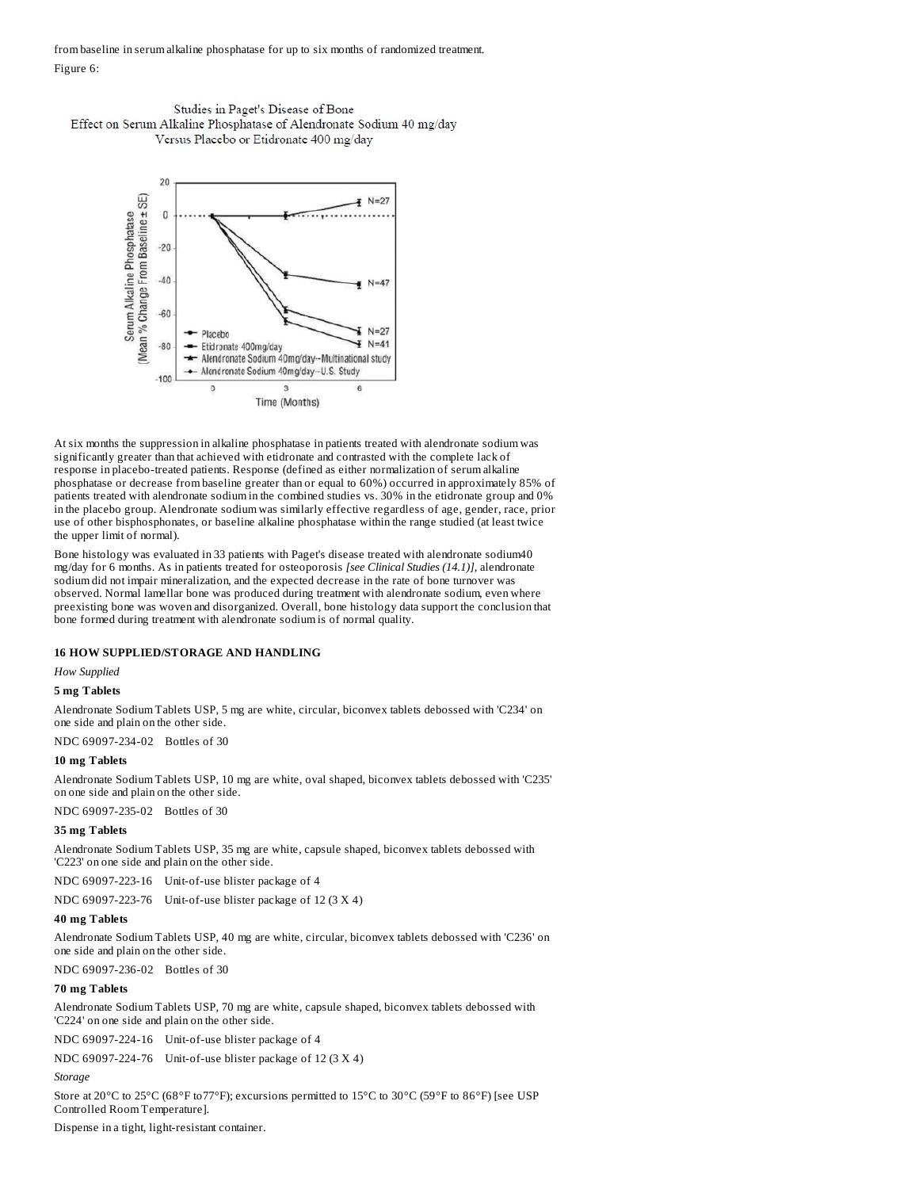from baseline in serum alkaline phosphatase for up to six months of randomized treatment.

Figure 6:

At six months the suppression in alkaline phosphatase in patients treated with alendronate sodium was significantly greater than that achieved with etidronate and contrasted with the complete lack of response in placebo-treated patients. Response (defined as either normalization of serum alkaline phosphatase or decrease from baseline greater than or equal to 60%) occurred in approximately 85% of patients treated with alendronate sodium in the combined studies vs. 30% in the etidronate group and 0% in the placebo group. Alendronate sodium was similarly effective regardless of age, gender, race, prior use of other bisphosphonates, or baseline alkaline phosphatase within the range studied (at least twice the upper limit of normal).

Bone histology was evaluated in 33 patients with Paget's disease treated with alendronate sodium 40 mg/day for 6 months. As in patients treated for osteoporosis *[see Clinical Studies (14.1)]*, alendronate sodium did not impair mineralization, and the expected decrease in the rate of bone turnover was observed. Normal lamellar bone was produced during treatment with alendronate sodium, even where preexisting bone was woven and disorganized. Overall, bone histology data support the conclusion that bone formed during treatment with alendronate sodium is of normal quality.

## 16 HOW SUPPLIED/STORAGE AND HANDLING

*How Supplied*

**5 mg Tablets**

Alendronate Sodium Tablets USP, 5 mg are white, circular, biconvex tablets debossed with 'C234' on one side and plain on the other side.

NDC 69097-234-02 Bottles of 30

**10 mg Tablets**

Alendronate Sodium Tablets USP, 10 mg are white, oval shaped, biconvex tablets debossed with 'C235' on one side and plain on the other side.

NDC 69097-235-02 Bottles of 30

**35 mg Tablets**

Alendronate Sodium Tablets USP, 35 mg are white, capsule shaped, biconvex tablets debossed with 'C223' on one side and plain on the other side.

NDC 69097-223-16 Unit-of-use blister package of 4

NDC 69097-223-76 Unit-of-use blister package of 12 (3 X 4)

**40 mg Tablets**

Alendronate Sodium Tablets USP, 40 mg are white, circular, biconvex tablets debossed with 'C236' on one side and plain on the other side.

NDC 69097-236-02 Bottles of 30

**70 mg Tablets**

Alendronate Sodium Tablets USP, 70 mg are white, capsule shaped, biconvex tablets debossed with 'C224' on one side and plain on the other side.

NDC 69097-224-16 Unit-of-use blister package of 4

NDC 69097-224-76 Unit-of-use blister package of 12 (3 X 4)

*Storage*

Store at 20°C to 25°C (68°F to77°F); excursions permitted to 15°C to 30°C (59°F to 86°F) [see USP Controlled Room Temperature].

Dispense in a tight, light-resistant container.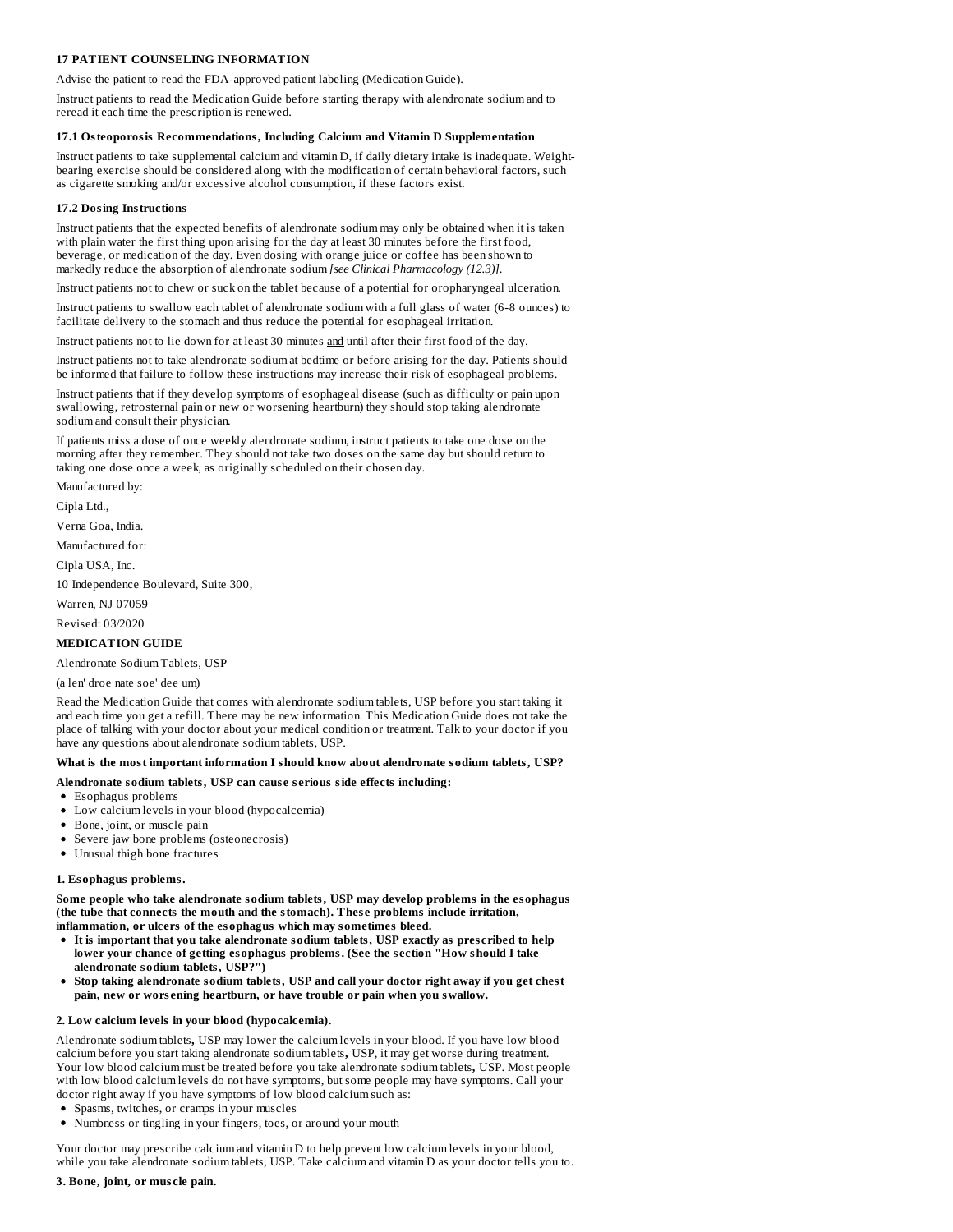## 17 PATIENT COUNSELING INFORMATION

Advise the patient to read the FDA-approved patient labeling (Medication Guide).

Instruct patients to read the Medication Guide before starting therapy with alendronate sodium and to reread it each time the prescription is renewed.

### 17.1 Osteoporosis Recommendations, Including Calcium and Vitamin D Supplementation

Instruct patients to take supplemental calcium and vitamin D, if daily dietary intake is inadequate. Weight-bearing exercise should be considered along with the modification of certain behavioral factors, such as cigarette smoking and/or excessive alcohol consumption, if these factors exist.

### 17.2 Dosing Instructions

Instruct patients that the expected benefits of alendronate sodium may only be obtained when it is taken with plain water the first thing upon arising for the day at least 30 minutes before the first food, beverage, or medication of the day. Even dosing with orange juice or coffee has been shown to markedly reduce the absorption of alendronate sodium *[see Clinical Pharmacology (12.3)]*.

Instruct patients not to chew or suck on the tablet because of a potential for oropharyngeal ulceration.

Instruct patients to swallow each tablet of alendronate sodium with a full glass of water (6-8 ounces) to facilitate delivery to the stomach and thus reduce the potential for esophageal irritation.

Instruct patients not to lie down for at least 30 minutes and until after their first food of the day.

Instruct patients not to take alendronate sodium at bedtime or before arising for the day. Patients should be informed that failure to follow these instructions may increase their risk of esophageal problems.

Instruct patients that if they develop symptoms of esophageal disease (such as difficulty or pain upon swallowing, retrosternal pain or new or worsening heartburn) they should stop taking alendronate sodium and consult their physician.

If patients miss a dose of once weekly alendronate sodium, instruct patients to take one dose on the morning after they remember. They should not take two doses on the same day but should return to taking one dose once a week, as originally scheduled on their chosen day.

Manufactured by:

Cipla Ltd.,

Verna Goa, India.

Manufactured for:

Cipla USA, Inc.

10 Independence Boulevard, Suite 300,

Warren, NJ 07059

Revised: 03/2020

## MEDICATION GUIDE

Alendronate Sodium Tablets, USP

(a len' droe nate soe' dee um)

Read the Medication Guide that comes with alendronate sodium tablets, USP before you start taking it and each time you get a refill. There may be new information. This Medication Guide does not take the place of talking with your doctor about your medical condition or treatment. Talk to your doctor if you have any questions about alendronate sodium tablets, USP.

**What is the most important information I should know about alendronate sodium tablets, USP?**

**Alendronate sodium tablets, USP can cause serious side effects including:**

- Esophagus problems
- Low calcium levels in your blood (hypocalcemia)
- Bone, joint, or muscle pain
- Severe jaw bone problems (osteonecrosis)
- Unusual thigh bone fractures

**1. Esophagus problems.**

**Some people who take alendronate sodium tablets, USP may develop problems in the esophagus (the tube that connects the mouth and the stomach). These problems include irritation, inflammation, or ulcers of the esophagus which may sometimes bleed.**

- **It is important that you take alendronate sodium tablets, USP exactly as prescribed to help lower your chance of getting esophagus problems. (See the section "How should I take alendronate sodium tablets, USP?")**
- **Stop taking alendronate sodium tablets, USP and call your doctor right away if you get chest pain, new or worsening heartburn, or have trouble or pain when you swallow.**

**2. Low calcium levels in your blood (hypocalcemia).**

Alendronate sodium tablets**,** USP may lower the calcium levels in your blood. If you have low blood calcium before you start taking alendronate sodium tablets**,** USP, it may get worse during treatment. Your low blood calcium must be treated before you take alendronate sodium tablets**,** USP. Most people with low blood calcium levels do not have symptoms, but some people may have symptoms. Call your doctor right away if you have symptoms of low blood calcium such as:

- Spasms, twitches, or cramps in your muscles
- Numbness or tingling in your fingers, toes, or around your mouth

Your doctor may prescribe calcium and vitamin D to help prevent low calcium levels in your blood, while you take alendronate sodium tablets, USP. Take calcium and vitamin D as your doctor tells you to.

**3. Bone, joint, or muscle pain.**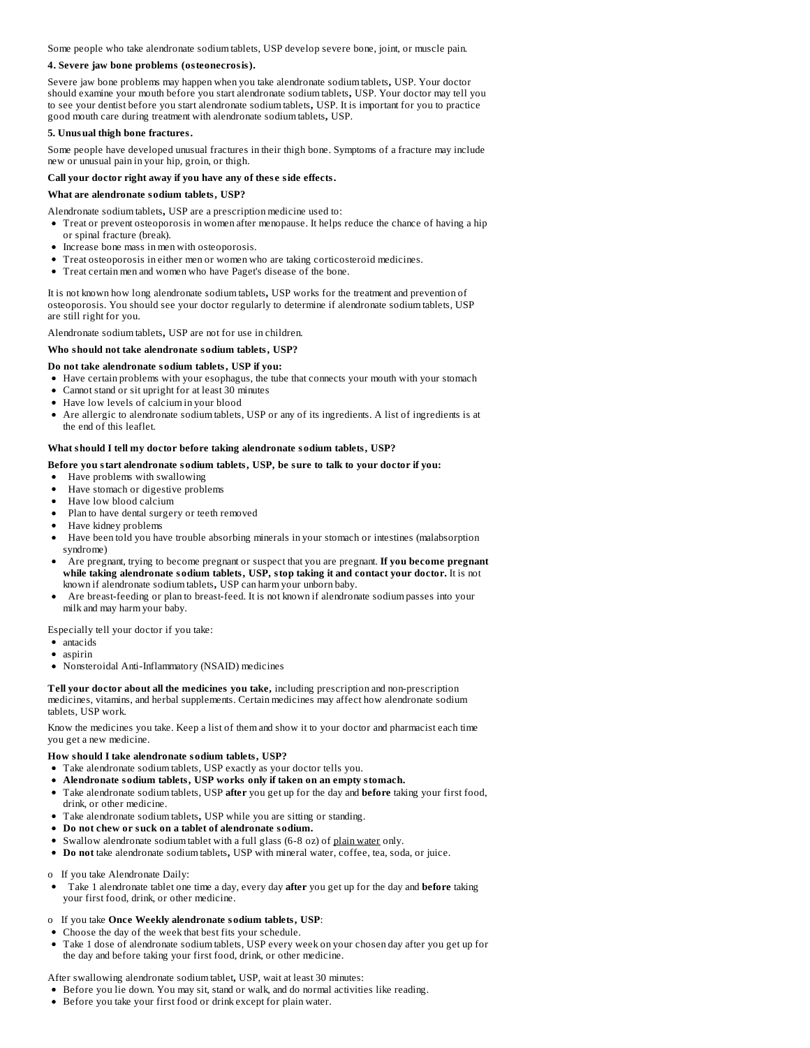Some people who take alendronate sodium tablets, USP develop severe bone, joint, or muscle pain.

**4. Severe jaw bone problems (osteonecrosis).**

Severe jaw bone problems may happen when you take alendronate sodium tablets**,** USP. Your doctor should examine your mouth before you start alendronate sodium tablets**,** USP. Your doctor may tell you to see your dentist before you start alendronate sodium tablets**,** USP. It is important for you to practice good mouth care during treatment with alendronate sodium tablets**,** USP.

**5. Unusual thigh bone fractures.**

Some people have developed unusual fractures in their thigh bone. Symptoms of a fracture may include new or unusual pain in your hip, groin, or thigh.

**Call your doctor right away if you have any of these side effects.**

**What are alendronate sodium tablets, USP?**

Alendronate sodium tablets**,** USP are a prescription medicine used to:

- Treat or prevent osteoporosis in women after menopause. It helps reduce the chance of having a hip or spinal fracture (break).
- Increase bone mass in men with osteoporosis.
- Treat osteoporosis in either men or women who are taking corticosteroid medicines.
- Treat certain men and women who have Paget's disease of the bone.

It is not known how long alendronate sodium tablets**,** USP works for the treatment and prevention of osteoporosis. You should see your doctor regularly to determine if alendronate sodium tablets, USP are still right for you.

Alendronate sodium tablets**,** USP are not for use in children.

**Who should not take alendronate sodium tablets, USP?**

**Do not take alendronate sodium tablets, USP if you:**

- Have certain problems with your esophagus, the tube that connects your mouth with your stomach
- Cannot stand or sit upright for at least 30 minutes
- Have low levels of calcium in your blood
- Are allergic to alendronate sodium tablets, USP or any of its ingredients. A list of ingredients is at the end of this leaflet.

**What should I tell my doctor before taking alendronate sodium tablets, USP?**

**Before you start alendronate sodium tablets, USP, be sure to talk to your doctor if you:**

- Have problems with swallowing
- Have stomach or digestive problems
- Have low blood calcium
- Plan to have dental surgery or teeth removed
- Have kidney problems
- Have been told you have trouble absorbing minerals in your stomach or intestines (malabsorption syndrome)
- Are pregnant, trying to become pregnant or suspect that you are pregnant. **If you become pregnant while taking alendronate sodium tablets, USP, stop taking it and contact your doctor.** It is not known if alendronate sodium tablets**,** USP can harm your unborn baby.
- Are breast-feeding or plan to breast-feed. It is not known if alendronate sodium passes into your milk and may harm your baby.

Especially tell your doctor if you take:

- antacids
- aspirin
- Nonsteroidal Anti-Inflammatory (NSAID) medicines

**Tell your doctor about all the medicines you take,** including prescription and non-prescription medicines, vitamins, and herbal supplements. Certain medicines may affect how alendronate sodium tablets, USP work.

Know the medicines you take. Keep a list of them and show it to your doctor and pharmacist each time you get a new medicine.

**How should I take alendronate sodium tablets, USP?**

- Take alendronate sodium tablets, USP exactly as your doctor tells you.
- **Alendronate sodium tablets, USP works only if taken on an empty stomach.**
- Take alendronate sodium tablets, USP **after** you get up for the day and **before** taking your first food, drink, or other medicine.
- Take alendronate sodium tablets**,** USP while you are sitting or standing.
- **Do not chew or suck on a tablet of alendronate sodium.**
- Swallow alendronate sodium tablet with a full glass (6-8 oz) of plain water only.
- **Do not** take alendronate sodium tablets**,** USP with mineral water, coffee, tea, soda, or juice.

o If you take Alendronate Daily:

- Take 1 alendronate tablet one time a day, every day **after** you get up for the day and **before** taking your first food, drink, or other medicine.

o If you take **Once Weekly alendronate sodium tablets, USP**:

- Choose the day of the week that best fits your schedule.
- Take 1 dose of alendronate sodium tablets, USP every week on your chosen day after you get up for the day and before taking your first food, drink, or other medicine.

After swallowing alendronate sodium tablet**,** USP, wait at least 30 minutes:

- Before you lie down. You may sit, stand or walk, and do normal activities like reading.
- Before you take your first food or drink except for plain water.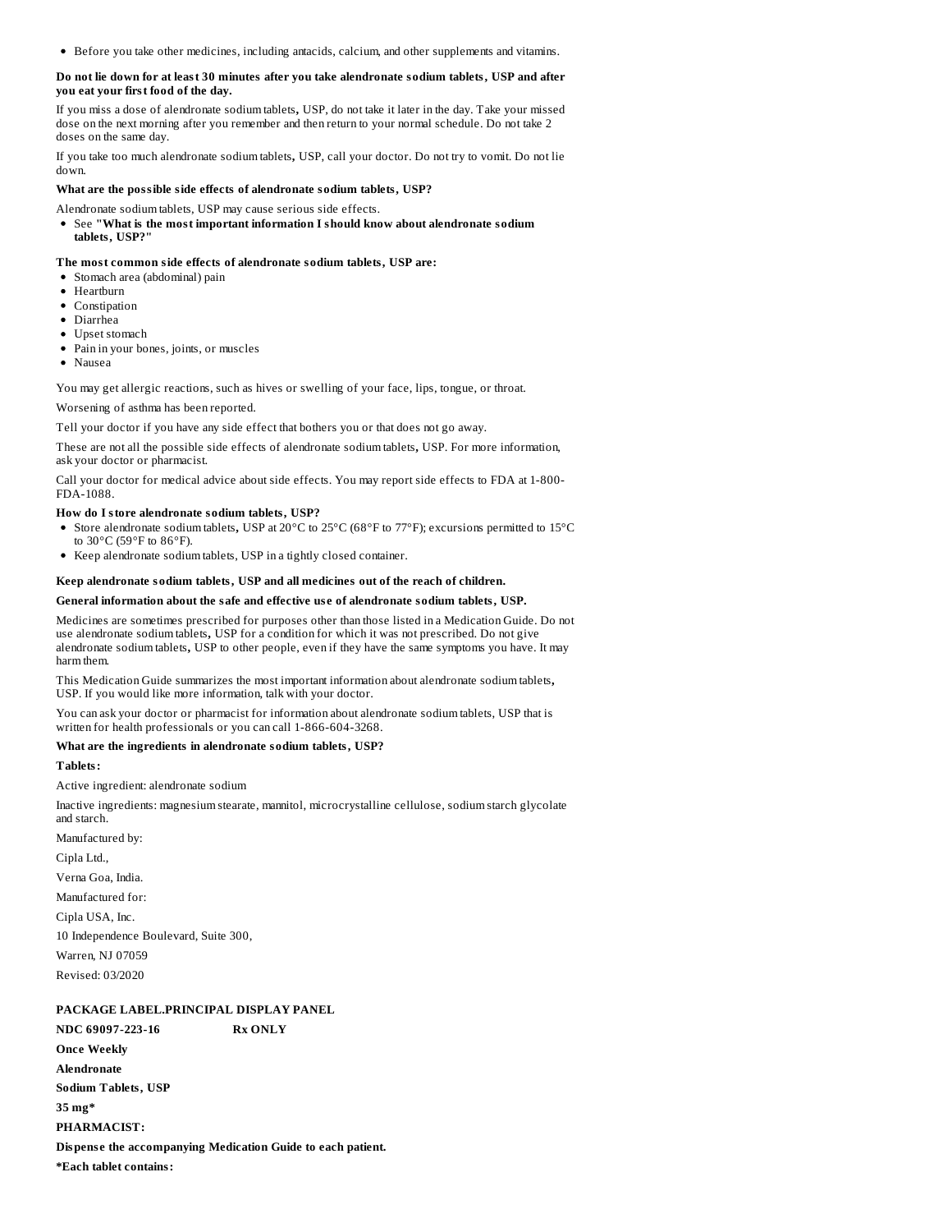- Before you take other medicines, including antacids, calcium, and other supplements and vitamins.

**Do not lie down for at least 30 minutes after you take alendronate sodium tablets, USP and after you eat your first food of the day.**

If you miss a dose of alendronate sodium tablets, USP, do not take it later in the day. Take your missed dose on the next morning after you remember and then return to your normal schedule. Do not take 2 doses on the same day.

If you take too much alendronate sodium tablets, USP, call your doctor. Do not try to vomit. Do not lie down.

**What are the possible side effects of alendronate sodium tablets, USP?**

Alendronate sodium tablets, USP may cause serious side effects.

- See **"What is the most important information I should know about alendronate sodium tablets, USP?"**

**The most common side effects of alendronate sodium tablets, USP are:**

- Stomach area (abdominal) pain
- Heartburn
- Constipation
- Diarrhea
- Upset stomach
- Pain in your bones, joints, or muscles
- Nausea

You may get allergic reactions, such as hives or swelling of your face, lips, tongue, or throat.

Worsening of asthma has been reported.

Tell your doctor if you have any side effect that bothers you or that does not go away.

These are not all the possible side effects of alendronate sodium tablets, USP. For more information, ask your doctor or pharmacist.

Call your doctor for medical advice about side effects. You may report side effects to FDA at 1-800-FDA-1088.

**How do I store alendronate sodium tablets, USP?**

- Store alendronate sodium tablets, USP at 20°C to 25°C (68°F to 77°F); excursions permitted to 15°C to 30°C (59°F to 86°F).
- Keep alendronate sodium tablets, USP in a tightly closed container.

**Keep alendronate sodium tablets, USP and all medicines out of the reach of children.**

**General information about the safe and effective use of alendronate sodium tablets, USP.**

Medicines are sometimes prescribed for purposes other than those listed in a Medication Guide. Do not use alendronate sodium tablets, USP for a condition for which it was not prescribed. Do not give alendronate sodium tablets, USP to other people, even if they have the same symptoms you have. It may harm them.

This Medication Guide summarizes the most important information about alendronate sodium tablets, USP. If you would like more information, talk with your doctor.

You can ask your doctor or pharmacist for information about alendronate sodium tablets, USP that is written for health professionals or you can call 1-866-604-3268.

**What are the ingredients in alendronate sodium tablets, USP?**

**Tablets:**

Active ingredient: alendronate sodium

Inactive ingredients: magnesium stearate, mannitol, microcrystalline cellulose, sodium starch glycolate and starch.

Manufactured by:

Cipla Ltd.,

Verna Goa, India.

Manufactured for:

Cipla USA, Inc.

10 Independence Boulevard, Suite 300,

Warren, NJ 07059

Revised: 03/2020

**PACKAGE LABEL.PRINCIPAL DISPLAY PANEL**

**NDC 69097-223-16 Rx ONLY**

**Once Weekly**

**Alendronate**

**Sodium Tablets, USP**

**35 mg***

**PHARMACIST:**

**Dispense the accompanying Medication Guide to each patient.**

***Each tablet contains:**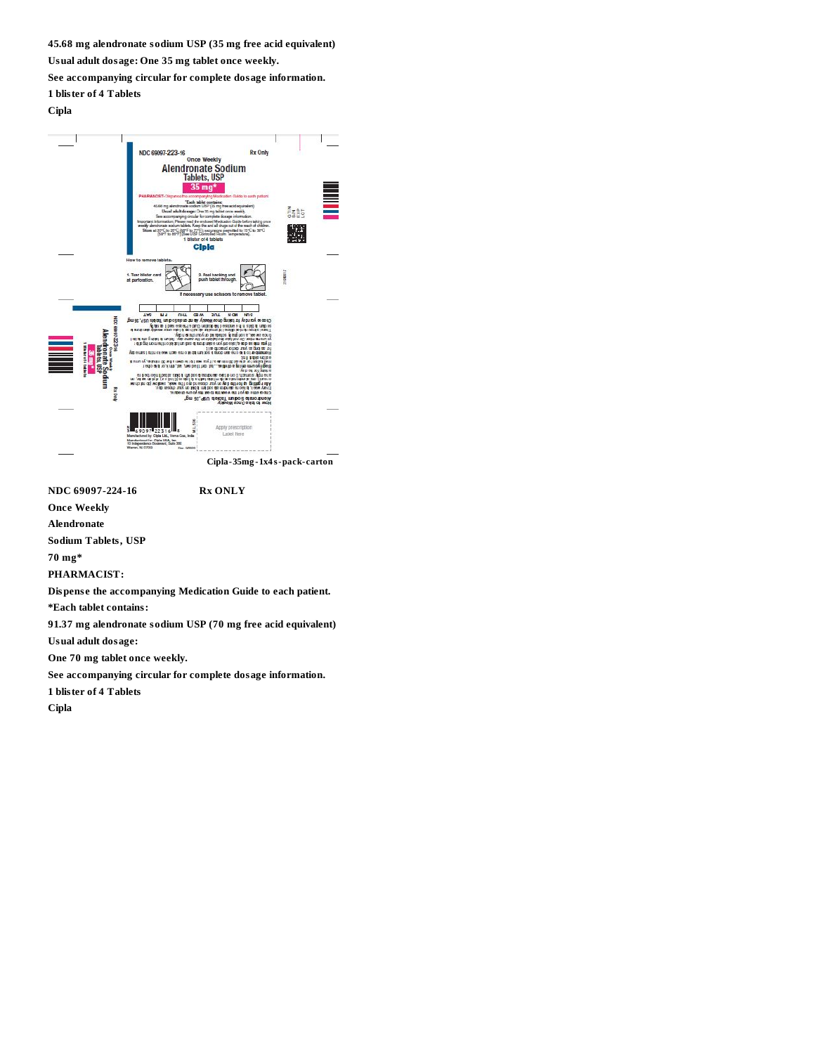45.68 mg alendronate sodium USP (35 mg free acid equivalent)

Usual adult dosage: One 35 mg tablet once weekly.

See accompanying circular for complete dosage information.

1 blister of 4 Tablets

Cipla

Cipla-35mg-1x4s-pack-carton

NDC 69097-224-16 Rx ONLY

Once Weekly

Alendronate

Sodium Tablets, USP

70 mg*

PHARMACIST:

Dispense the accompanying Medication Guide to each patient.

*Each tablet contains:

91.37 mg alendronate sodium USP (70 mg free acid equivalent)

Usual adult dosage:

One 70 mg tablet once weekly.

See accompanying circular for complete dosage information.

1 blister of 4 Tablets

Cipla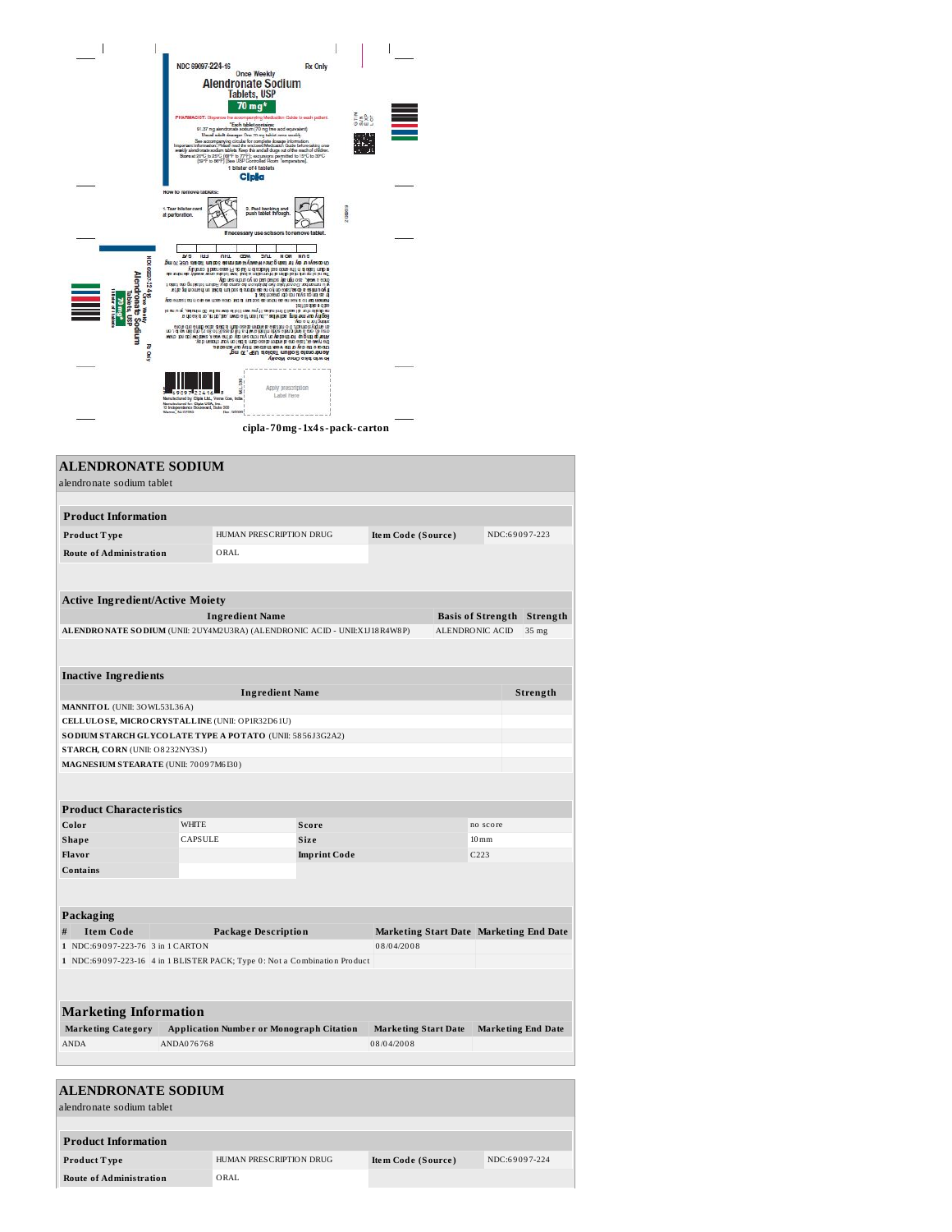NDC 69097-224-16 Rx Only

Once Weekly

Alendronate Sodium Tablets, USP

70 mg*

PHARMACIST: Dispense the accompanying Medication Guide to each patient.

*Each tablet contains: 91.37 mg alendronate sodium (70 mg free acid equivalent)

Usual adult dosage: One 70 mg tablet once weekly.

See accompanying circular for complete dosage information.

Important Information: Please read the enclosed Medication Guide before taking once weekly alendronate sodium tablets. Keep this and all drugs out of the reach of children.

Store at 20°C to 25°C (68°F to 77°F); excursions permitted to 15°C to 30°C [59°F to 86°F] [See USP Controlled Room Temperature].

1 blister of 4 tablets

Cipla

How to remove tablets:

1. Tear blister card at perforation.

2. Peel backing and push tablet through.

If necessary use scissors to remove tablet.

Apply prescription Label Here

cipla-70mg-1x4s-pack-carton

## ALENDRONATE SODIUM

alendronate sodium tablet

### Product Information

| | | | |
|---|---|---|---|
| Product Type | HUMAN PRESCRIPTION DRUG | Item Code (Source) | NDC:69097-223 |
| Route of Administration | ORAL | | |

### Active Ingredient/Active Moiety

| Ingredient Name | Basis of Strength | Strength |
|---|---|---|
| ALENDRONATE SODIUM (UNII: 2UY4M2U3RA) (ALENDRONIC ACID - UNII:X1J18R4W8P) | ALENDRONIC ACID | 35 mg |

### Inactive Ingredients

| Ingredient Name | Strength |
|---|---|
| MANNITOL (UNII: 3OWL53L36A) | |
| CELLULOSE, MICROCRYSTALLINE (UNII: OP1R32D61U) | |
| SODIUM STARCH GLYCOLATE TYPE A POTATO (UNII: 5856J3G2A2) | |
| STARCH, CORN (UNII: O8232NY3SJ) | |
| MAGNESIUM STEARATE (UNII: 70097M6I30) | |

### Product Characteristics

| | | | |
|---|---|---|---|
| Color | WHITE | Score | no score |
| Shape | CAPSULE | Size | 10mm |
| Flavor | | Imprint Code | C223 |
| Contains | | | |

### Packaging

| # | Item Code | Package Description | Marketing Start Date | Marketing End Date |
|---|---|---|---|---|
| 1 | NDC:69097-223-76 | 3 in 1 CARTON | 08/04/2008 | |
| 1 | NDC:69097-223-16 | 4 in 1 BLISTER PACK; Type 0: Not a Combination Product | | |

### Marketing Information

| Marketing Category | Application Number or Monograph Citation | Marketing Start Date | Marketing End Date |
|---|---|---|---|
| ANDA | ANDA076768 | 08/04/2008 | |

## ALENDRONATE SODIUM

alendronate sodium tablet

### Product Information

| | | | |
|---|---|---|---|
| Product Type | HUMAN PRESCRIPTION DRUG | Item Code (Source) | NDC:69097-224 |
| Route of Administration | ORAL | | |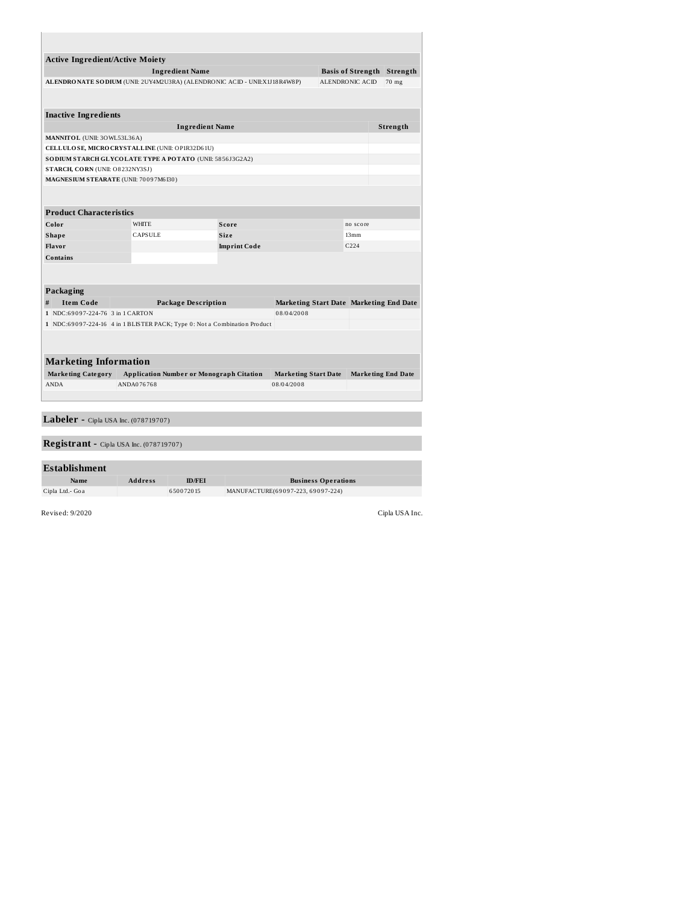### Active Ingredient/Active Moiety

| Ingredient Name | Basis of Strength | Strength |
|---|---|---|
| **ALENDRONATE SODIUM** (UNII: 2UY4M2U3RA) (ALENDRONIC ACID - UNII:X1J18R4W8P) | ALENDRONIC ACID | 70 mg |

### Inactive Ingredients

| Ingredient Name | Strength |
|---|---|
| **MANNITOL** (UNII: 3OWL53L36A) | |
| **CELLULOSE, MICROCRYSTALLINE** (UNII: OP1R32D61U) | |
| **SODIUM STARCH GLYCOLATE TYPE A POTATO** (UNII: 5856J3G2A2) | |
| **STARCH, CORN** (UNII: O8232NY3SJ) | |
| **MAGNESIUM STEARATE** (UNII: 70097M6I30) | |

### Product Characteristics

| | | | |
|---|---|---|---|
| **Color** | WHITE | **Score** | no score |
| **Shape** | CAPSULE | **Size** | 13mm |
| **Flavor** | | **Imprint Code** | C224 |
| **Contains** | | | |

### Packaging

| # | Item Code | Package Description | Marketing Start Date | Marketing End Date |
|---|---|---|---|---|
| 1 | NDC:69097-224-76 | 3 in 1 CARTON | 08/04/2008 | |
| 1 | NDC:69097-224-16 | 4 in 1 BLISTER PACK; Type 0: Not a Combination Product | | |

### Marketing Information

| Marketing Category | Application Number or Monograph Citation | Marketing Start Date | Marketing End Date |
|---|---|---|---|
| ANDA | ANDA076768 | 08/04/2008 | |

## Labeler - Cipla USA Inc. (078719707)

## Registrant - Cipla USA Inc. (078719707)

## Establishment

| Name | Address | ID/FEI | Business Operations |
|---|---|---|---|
| Cipla Ltd.- Goa | | 650072015 | MANUFACTURE(69097-223, 69097-224) |

Revised: 9/2020

Cipla USA Inc.